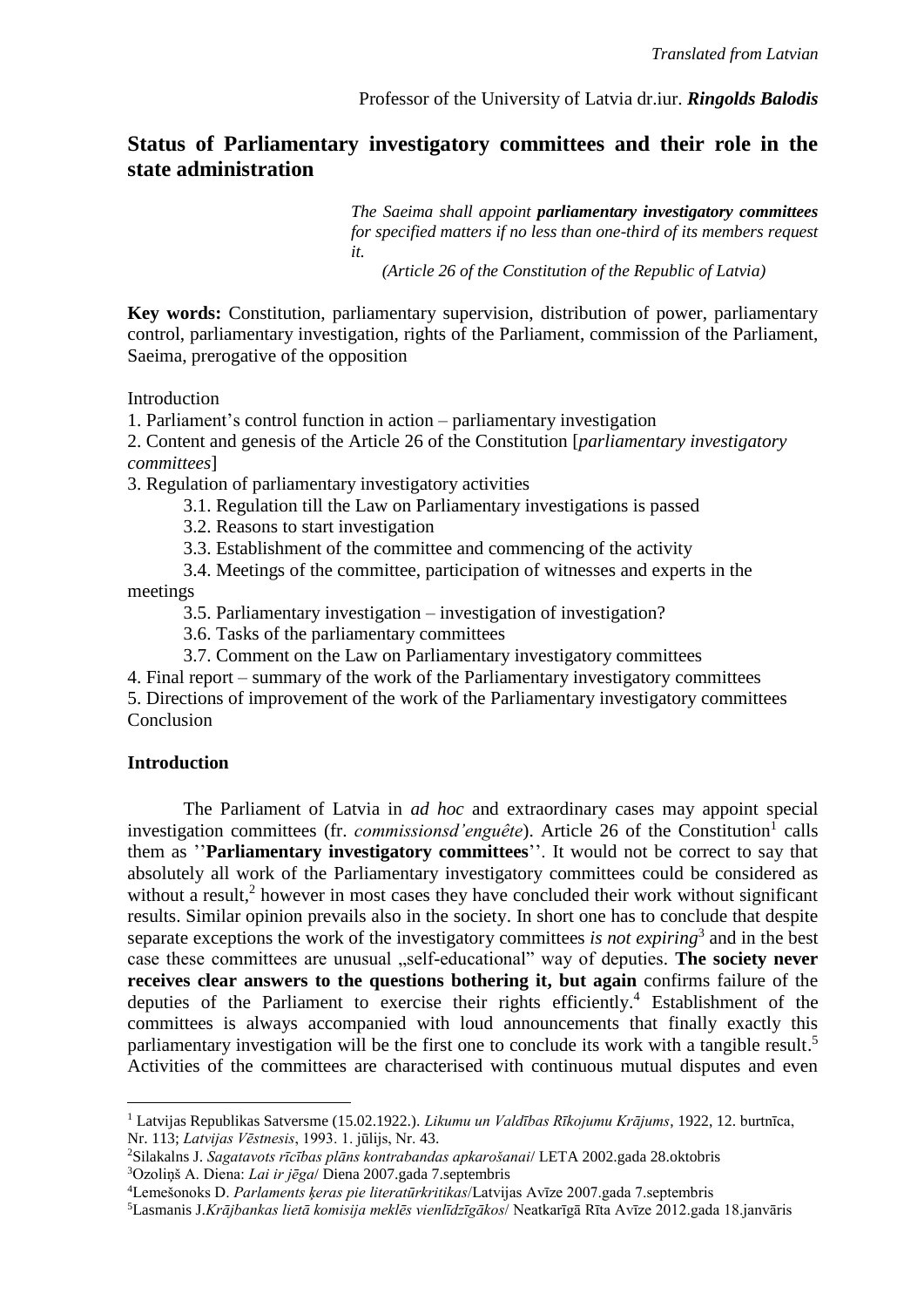*Translated from Latvian*

Professor of the University of Latvia dr.iur. ***Ringolds Balodis***

# Status of Parliamentary investigatory committees and their role in the state administration

> *The Saeima shall appoint **parliamentary investigatory committees** for specified matters if no less than one-third of its members request it.*
>
> *(Article 26 of the Constitution of the Republic of Latvia)*

**Key words:** Constitution, parliamentary supervision, distribution of power, parliamentary control, parliamentary investigation, rights of the Parliament, commission of the Parliament, Saeima, prerogative of the opposition

Introduction

1. Parliament's control function in action – parliamentary investigation
2. Content and genesis of the Article 26 of the Constitution [*parliamentary investigatory committees*]
3. Regulation of parliamentary investigatory activities
   - 3.1. Regulation till the Law on Parliamentary investigations is passed
   - 3.2. Reasons to start investigation
   - 3.3. Establishment of the committee and commencing of the activity
   - 3.4. Meetings of the committee, participation of witnesses and experts in the meetings
   - 3.5. Parliamentary investigation – investigation of investigation?
   - 3.6. Tasks of the parliamentary committees
   - 3.7. Comment on the Law on Parliamentary investigatory committees
4. Final report – summary of the work of the Parliamentary investigatory committees
5. Directions of improvement of the work of the Parliamentary investigatory committees

Conclusion

## Introduction

The Parliament of Latvia in *ad hoc* and extraordinary cases may appoint special investigation committees (fr. *commissionsd'enguête*). Article 26 of the Constitution[1] calls them as ''**Parliamentary investigatory committees**''. It would not be correct to say that absolutely all work of the Parliamentary investigatory committees could be considered as without a result,[2] however in most cases they have concluded their work without significant results. Similar opinion prevails also in the society. In short one has to conclude that despite separate exceptions the work of the investigatory committees *is not expiring*[3] and in the best case these committees are unusual „self-educational" way of deputies. **The society never receives clear answers to the questions bothering it, but again** confirms failure of the deputies of the Parliament to exercise their rights efficiently.[4] Establishment of the committees is always accompanied with loud announcements that finally exactly this parliamentary investigation will be the first one to conclude its work with a tangible result.[5] Activities of the committees are characterised with continuous mutual disputes and even

---

[1] Latvijas Republikas Satversme (15.02.1922.). *Likumu un Valdības Rīkojumu Krājums*, 1922, 12. burtnīca, Nr. 113; *Latvijas Vēstnesis*, 1993. 1. jūlijs, Nr. 43.

[2] Silakalns J. *Sagatavots rīcības plāns kontrabandas apkarošanai*/ LETA 2002.gada 28.oktobris

[3] Ozoliņš A. Diena: *Lai ir jēga*/ Diena 2007.gada 7.septembris

[4] Lemešonoks D. *Parlaments ķeras pie literatūrkritikas*/Latvijas Avīze 2007.gada 7.septembris

[5] Lasmanis J.*Krājbankas lietā komisija meklēs vienlīdzīgākos*/ Neatkarīgā Rīta Avīze 2012.gada 18.janvāris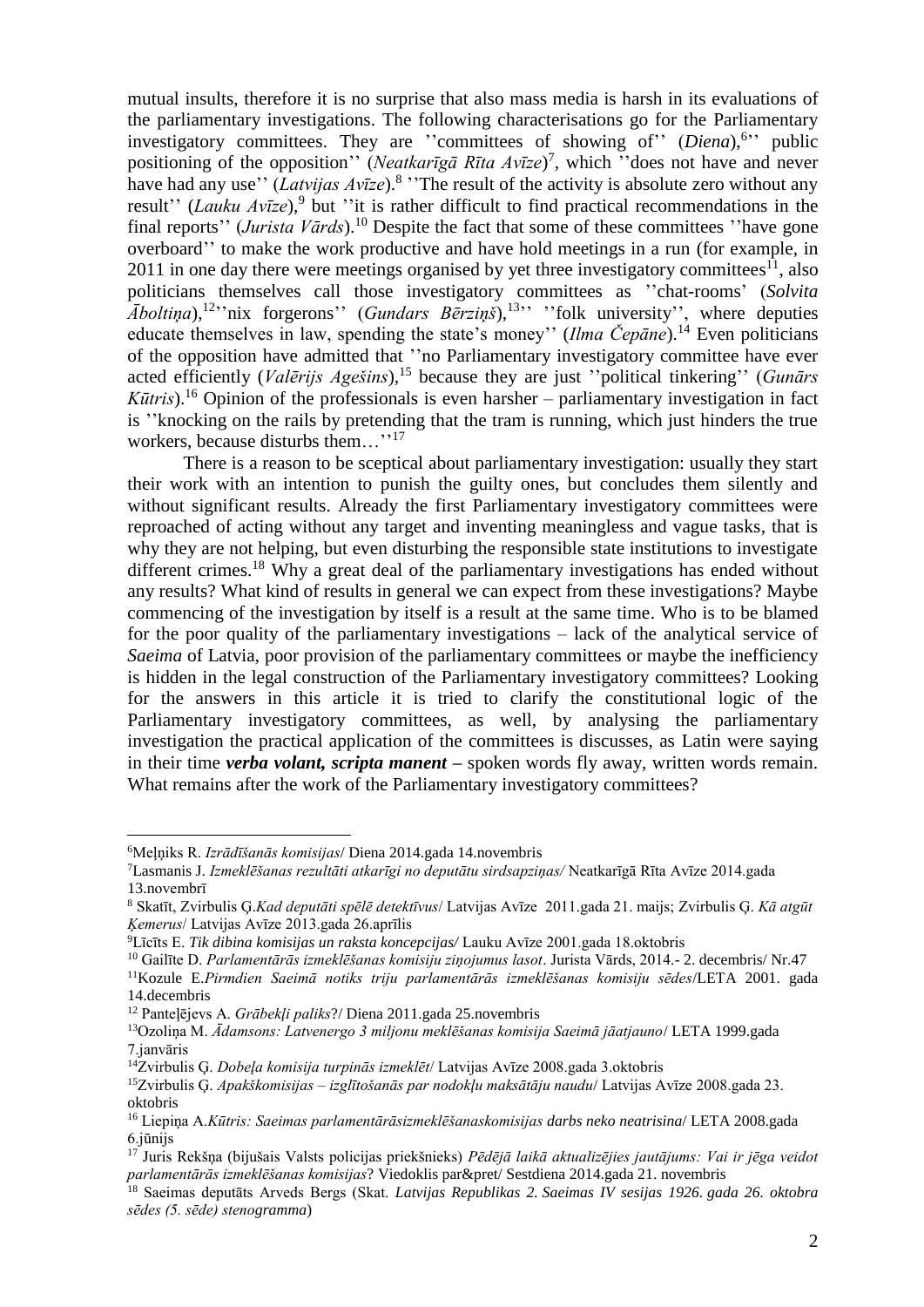mutual insults, therefore it is no surprise that also mass media is harsh in its evaluations of the parliamentary investigations. The following characterisations go for the Parliamentary investigatory committees. They are ''committees of showing of'' (*Diena*),[6]'' public positioning of the opposition'' (*Neatkarīgā Rīta Avīze*)[7], which ''does not have and never have had any use'' (*Latvijas Avīze*).[8] ''The result of the activity is absolute zero without any result'' (*Lauku Avīze*),[9] but ''it is rather difficult to find practical recommendations in the final reports'' (*Jurista Vārds*).[10] Despite the fact that some of these committees ''have gone overboard'' to make the work productive and have hold meetings in a run (for example, in 2011 in one day there were meetings organised by yet three investigatory committees[11], also politicians themselves call those investigatory committees as ''chat-rooms' (*Solvita Āboltiņa*),[12]''nix forgerons'' (*Gundars Bērziņš*),[13]'' ''folk university'', where deputies educate themselves in law, spending the state's money'' (*Ilma Čepāne*).[14] Even politicians of the opposition have admitted that ''no Parliamentary investigatory committee have ever acted efficiently (*Valērijs Agešins*),[15] because they are just ''political tinkering'' (*Gunārs Kūtris*).[16] Opinion of the professionals is even harsher – parliamentary investigation in fact is ''knocking on the rails by pretending that the tram is running, which just hinders the true workers, because disturbs them…''[17]

There is a reason to be sceptical about parliamentary investigation: usually they start their work with an intention to punish the guilty ones, but concludes them silently and without significant results. Already the first Parliamentary investigatory committees were reproached of acting without any target and inventing meaningless and vague tasks, that is why they are not helping, but even disturbing the responsible state institutions to investigate different crimes.[18] Why a great deal of the parliamentary investigations has ended without any results? What kind of results in general we can expect from these investigations? Maybe commencing of the investigation by itself is a result at the same time. Who is to be blamed for the poor quality of the parliamentary investigations – lack of the analytical service of *Saeima* of Latvia, poor provision of the parliamentary committees or maybe the inefficiency is hidden in the legal construction of the Parliamentary investigatory committees? Looking for the answers in this article it is tried to clarify the constitutional logic of the Parliamentary investigatory committees, as well, by analysing the parliamentary investigation the practical application of the committees is discusses, as Latin were saying in their time ***verba volant, scripta manent*** – spoken words fly away, written words remain. What remains after the work of the Parliamentary investigatory committees?

---

[6] Meļņiks R. *Izrādīšanās komisijas*/ Diena 2014.gada 14.novembris

[7] Lasmanis J. *Izmeklēšanas rezultāti atkarīgi no deputātu sirdsapziņas/* Neatkarīgā Rīta Avīze 2014.gada 13.novembrī

[8] Skatīt, Zvirbulis Ģ.*Kad deputāti spēlē detektīvus*/ Latvijas Avīze 2011.gada 21. maijs; Zvirbulis Ģ. *Kā atgūt Ķemerus*/ Latvijas Avīze 2013.gada 26.aprīlis

[9] Līcīts E. *Tik dibina komisijas un raksta koncepcijas/* Lauku Avīze 2001.gada 18.oktobris

[10] Gailīte D. *Parlamentārās izmeklēšanas komisiju ziņojumus lasot*. Jurista Vārds, 2014.- 2. decembris/ Nr.47

[11] Kozule E.*Pirmdien Saeimā notiks triju parlamentārās izmeklēšanas komisiju sēdes*/LETA 2001. gada 14.decembris

[12] Panteļējevs A. *Grābekļi paliks*?/ Diena 2011.gada 25.novembris

[13] Ozoliņa M. *Ādamsons: Latvenergo 3 miljonu meklēšanas komisija Saeimā jāatjauno*/ LETA 1999.gada 7.janvāris

[14] Zvirbulis Ģ. *Dobeļa komisija turpinās izmeklēt*/ Latvijas Avīze 2008.gada 3.oktobris

[15] Zvirbulis Ģ. *Apakškomisijas – izglītošanās par nodokļu maksātāju naudu*/ Latvijas Avīze 2008.gada 23. oktobris

[16] Liepiņa A.*Kūtris: Saeimas parlamentārāsizmeklēšanaskomisijas darbs neko neatrisina*/ LETA 2008.gada 6.jūnijs

[17] Juris Rekšņa (bijušais Valsts policijas priekšnieks) *Pēdējā laikā aktualizējies jautājums: Vai ir jēga veidot parlamentārās izmeklēšanas komisijas*? Viedoklis par&pret/ Sestdiena 2014.gada 21. novembris

[18] Saeimas deputāts Arveds Bergs (Skat. *Latvijas Republikas 2. Saeimas IV sesijas 1926. gada 26. oktobra sēdes (5. sēde) stenogramma*)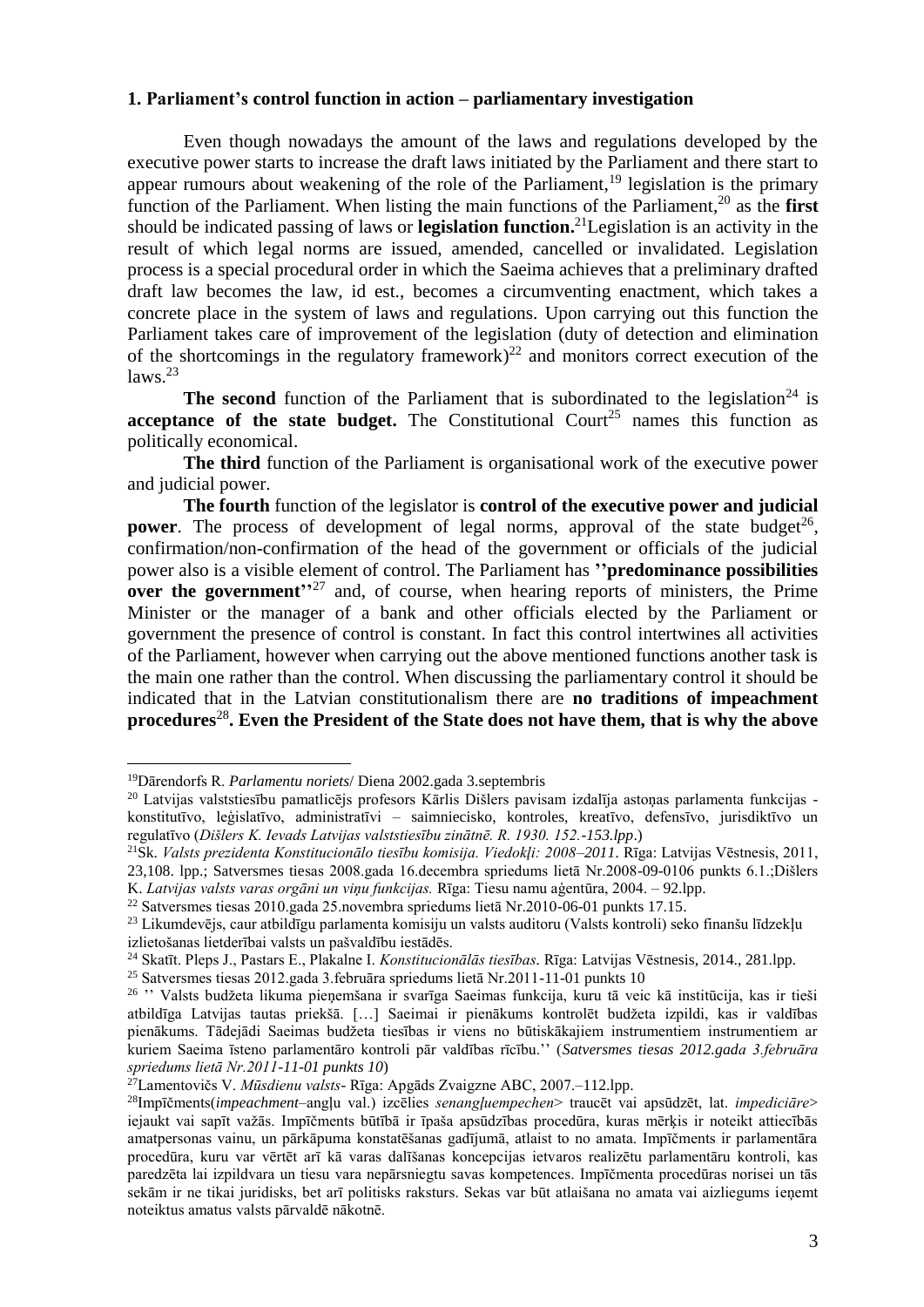### 1. Parliament's control function in action – parliamentary investigation

Even though nowadays the amount of the laws and regulations developed by the executive power starts to increase the draft laws initiated by the Parliament and there start to appear rumours about weakening of the role of the Parliament,[19] legislation is the primary function of the Parliament. When listing the main functions of the Parliament,[20] as the **first** should be indicated passing of laws or **legislation function.**[21]Legislation is an activity in the result of which legal norms are issued, amended, cancelled or invalidated. Legislation process is a special procedural order in which the Saeima achieves that a preliminary drafted draft law becomes the law, id est., becomes a circumventing enactment, which takes a concrete place in the system of laws and regulations. Upon carrying out this function the Parliament takes care of improvement of the legislation (duty of detection and elimination of the shortcomings in the regulatory framework)[22] and monitors correct execution of the laws.[23]

**The second** function of the Parliament that is subordinated to the legislation[24] is **acceptance of the state budget.** The Constitutional Court[25] names this function as politically economical.

**The third** function of the Parliament is organisational work of the executive power and judicial power.

**The fourth** function of the legislator is **control of the executive power and judicial power**. The process of development of legal norms, approval of the state budget[26], confirmation/non-confirmation of the head of the government or officials of the judicial power also is a visible element of control. The Parliament has **''predominance possibilities over the government''**[27] and, of course, when hearing reports of ministers, the Prime Minister or the manager of a bank and other officials elected by the Parliament or government the presence of control is constant. In fact this control intertwines all activities of the Parliament, however when carrying out the above mentioned functions another task is the main one rather than the control. When discussing the parliamentary control it should be indicated that in the Latvian constitutionalism there are **no traditions of impeachment procedures**[28]**. Even the President of the State does not have them, that is why the above**

---

[19]Dārendorfs R. *Parlamentu noriets*/ Diena 2002.gada 3.septembris

[20] Latvijas valststiesību pamatlicējs profesors Kārlis Dišlers pavisam izdalīja astoņas parlamenta funkcijas - konstitutīvo, leģislatīvo, administratīvi – saimniecisko, kontroles, kreatīvo, defensīvo, jurisdiktīvo un regulatīvo (*Dišlers K. Ievads Latvijas valststiesību zinātnē. R. 1930. 152.-153.lpp*.)

[21]Sk. *Valsts prezidenta Konstitucionālo tiesību komisija. Viedokļi: 2008–2011*. Rīga: Latvijas Vēstnesis, 2011, 23,108. lpp.; Satversmes tiesas 2008.gada 16.decembra spriedums lietā Nr.2008-09-0106 punkts 6.1.;Dišlers K. *Latvijas valsts varas orgāni un viņu funkcijas.* Rīga: Tiesu namu aģentūra, 2004. – 92.lpp.

[22] Satversmes tiesas 2010.gada 25.novembra spriedums lietā Nr.2010-06-01 punkts 17.15.

[23] Likumdevējs, caur atbilstīgu parlamenta komisiju un valsts auditoru (Valsts kontroli) seko finanšu līdzekļu izlietošanas lietderībai valsts un pašvaldību iestādēs.

[24] Skatīt. Pleps J., Pastars E., Plakalne I. *Konstitucionālās tiesības*. Rīga: Latvijas Vēstnesis, 2014., 281.lpp.

[25] Satversmes tiesas 2012.gada 3.februāra spriedums lietā Nr.2011-11-01 punkts 10

[26] '' Valsts budžeta likuma pieņemšana ir svarīga Saeimas funkcija, kuru tā veic kā institūcija, kas ir tieši atbildīga Latvijas tautas priekšā. […] Saeimai ir pienākums kontrolēt budžeta izpildi, kas ir valdības pienākums. Tādejādi Saeimas budžeta tiesības ir viens no būtiskākajiem instrumentiem instrumentiem ar kuriem Saeima īsteno parlamentāro kontroli pār valdības rīcību.'' (*Satversmes tiesas 2012.gada 3.februāra spriedums lietā Nr.2011-11-01 punkts 10*)

[27]Lamentovičs V. *Mūsdienu valsts*- Rīga: Apgāds Zvaigzne ABC, 2007.–112.lpp.

[28]Impīčments(*impeachment*–angļu val.) izcēlies *senangļuempechen*> traucēt vai apsūdzēt, lat. *impediciāre*> iejaukt vai sapīt važās. Impīčments būtībā ir īpaša apsūdzības procedūra, kuras mērķis ir noteikt attiecībās amatpersonas vainu, un pārkāpuma konstatēšanas gadījumā, atlaist to no amata. Impīčments ir parlamentāra procedūra, kuru var vērtēt arī kā varas dalīšanas koncepcijas ietvaros realizētu parlamentāru kontroli, kas paredzēta lai izpildvara un tiesu vara nepārsniegtu savas kompetences. Impīčmenta procedūras norisei un tās sekām ir ne tikai juridisks, bet arī politisks raksturs. Sekas var būt atlaišana no amata vai aizliegums ieņemt noteiktus amatus valsts pārvaldē nākotnē.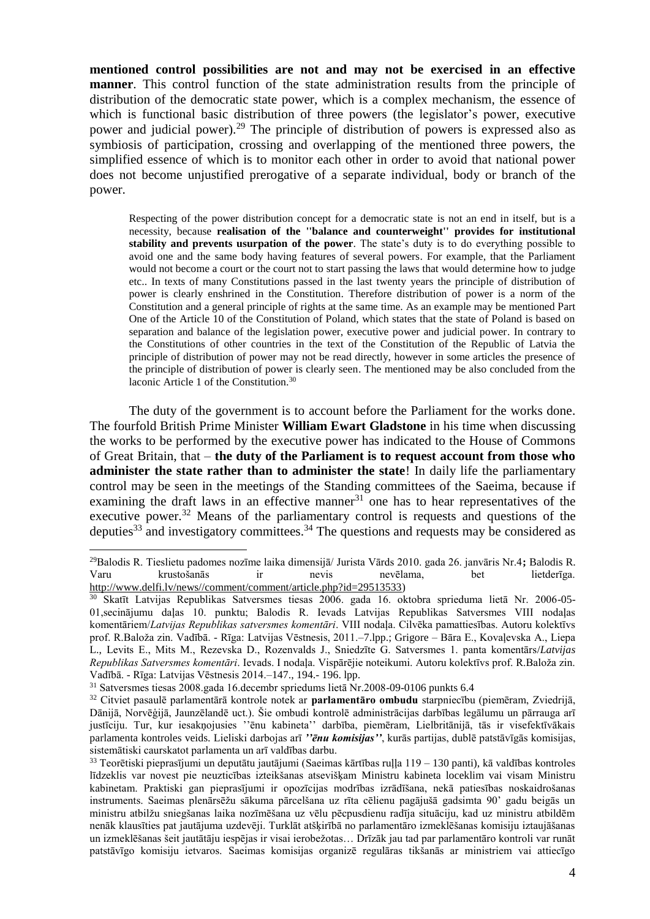**mentioned control possibilities are not and may not be exercised in an effective manner**. This control function of the state administration results from the principle of distribution of the democratic state power, which is a complex mechanism, the essence of which is functional basic distribution of three powers (the legislator's power, executive power and judicial power).[29] The principle of distribution of powers is expressed also as symbiosis of participation, crossing and overlapping of the mentioned three powers, the simplified essence of which is to monitor each other in order to avoid that national power does not become unjustified prerogative of a separate individual, body or branch of the power.

> Respecting of the power distribution concept for a democratic state is not an end in itself, but is a necessity, because **realisation of the ''balance and counterweight'' provides for institutional stability and prevents usurpation of the power**. The state's duty is to do everything possible to avoid one and the same body having features of several powers. For example, that the Parliament would not become a court or the court not to start passing the laws that would determine how to judge etc.. In texts of many Constitutions passed in the last twenty years the principle of distribution of power is clearly enshrined in the Constitution. Therefore distribution of power is a norm of the Constitution and a general principle of rights at the same time. As an example may be mentioned Part One of the Article 10 of the Constitution of Poland, which states that the state of Poland is based on separation and balance of the legislation power, executive power and judicial power. In contrary to the Constitutions of other countries in the text of the Constitution of the Republic of Latvia the principle of distribution of power may not be read directly, however in some articles the presence of the principle of distribution of power is clearly seen. The mentioned may be also concluded from the laconic Article 1 of the Constitution.[30]

The duty of the government is to account before the Parliament for the works done. The fourfold British Prime Minister **William Ewart Gladstone** in his time when discussing the works to be performed by the executive power has indicated to the House of Commons of Great Britain, that – **the duty of the Parliament is to request account from those who administer the state rather than to administer the state**! In daily life the parliamentary control may be seen in the meetings of the Standing committees of the Saeima, because if examining the draft laws in an effective manner[31] one has to hear representatives of the executive power.[32] Means of the parliamentary control is requests and questions of the deputies[33] and investigatory committees.[34] The questions and requests may be considered as

---

[29]Balodis R. Tieslietu padomes nozīme laika dimensijā/ Jurista Vārds 2010. gada 26. janvāris Nr.4**;** Balodis R. Varu krustošanās ir nevis nevēlama, bet lietderīga. http://www.delfi.lv/news//comment/comment/article.php?id=29513533)

[30] Skatīt Latvijas Republikas Satversmes tiesas 2006. gada 16. oktobra sprieduma lietā Nr. 2006-05-01,secinājumu daļas 10. punktu; Balodis R. Ievads Latvijas Republikas Satversmes VIII nodaļas komentāriem/*Latvijas Republikas satversmes komentāri*. VIII nodaļa. Cilvēka pamattiesības. Autoru kolektīvs prof. R.Baloža zin. Vadībā. - Rīga: Latvijas Vēstnesis, 2011.–7.lpp.; Grigore – Bāra E., Kovaļevska A., Liepa L., Levits E., Mits M., Rezevska D., Rozenvalds J., Sniedzīte G. Satversmes 1. panta komentārs/*Latvijas Republikas Satversmes komentāri*. Ievads. I nodaļa. Vispārējie noteikumi. Autoru kolektīvs prof. R.Baloža zin. Vadībā. - Rīga: Latvijas Vēstnesis 2014.–147., 194.- 196. lpp.

[31] Satversmes tiesas 2008.gada 16.decembr spriedums lietā Nr.2008-09-0106 punkts 6.4

[32] Citviet pasaulē parlamentārā kontrole notek ar **parlamentāro ombudu** starpniecību (piemēram, Zviedrijā, Dānijā, Norvēģijā, Jaunzēlandē uct.). Šie ombudi kontrolē administrācijas darbības legālumu un pārrauga arī justīciju. Tur, kur iesakņojusies ''ēnu kabineta'' darbība, piemēram, Lielbritānijā, tās ir visefektīvākais parlamenta kontroles veids. Lieliski darbojas arī ***''ēnu komisijas''***, kurās partijas, dublē patstāvīgās komisijas, sistemātiski caurskatot parlamenta un arī valdības darbu.

[33] Teorētiski pieprasījumi un deputātu jautājumi (Saeimas kārtības ruļļa 119 – 130 panti), kā valdības kontroles līdzeklis var novest pie neuzticības izteikšanas atsevišķam Ministru kabineta loceklim vai visam Ministru kabinetam. Praktiski gan pieprasījumi ir opozīcijas modrības izrādīšana, nekā patiesības noskaidrošanas instruments. Saeimas plenārsēžu sākuma pārcelšana uz rīta cēlienu pagājušā gadsimta 90' gadu beigās un ministru atbilžu sniegšanas laika nozīmēšana uz vēlu pēcpusdienu radīja situāciju, kad uz ministru atbildēm nenāk klausīties pat jautājuma uzdevēji. Turklāt atšķirībā no parlamentāro izmeklēšanas komisiju iztaujāšanas un izmeklēšanas šeit jautātāju iespējas ir visai ierobežotas… Drīzāk jau tad par parlamentāro kontroli var runāt patstāvīgo komisiju ietvaros. Saeimas komisijas organizē regulāras tikšanās ar ministriem vai attiecīgo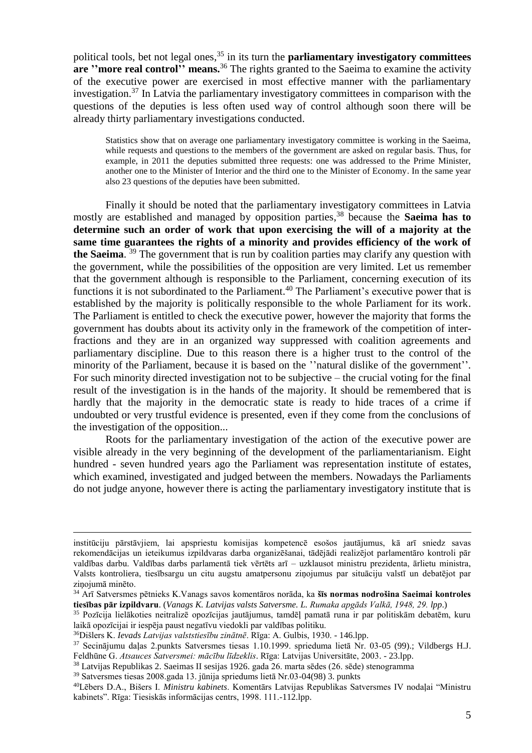political tools, bet not legal ones,[35] in its turn the **parliamentary investigatory committees are ''more real control'' means.**[36] The rights granted to the Saeima to examine the activity of the executive power are exercised in most effective manner with the parliamentary investigation.[37] In Latvia the parliamentary investigatory committees in comparison with the questions of the deputies is less often used way of control although soon there will be already thirty parliamentary investigations conducted.

> Statistics show that on average one parliamentary investigatory committee is working in the Saeima, while requests and questions to the members of the government are asked on regular basis. Thus, for example, in 2011 the deputies submitted three requests: one was addressed to the Prime Minister, another one to the Minister of Interior and the third one to the Minister of Economy. In the same year also 23 questions of the deputies have been submitted.

Finally it should be noted that the parliamentary investigatory committees in Latvia mostly are established and managed by opposition parties,[38] because the **Saeima has to determine such an order of work that upon exercising the will of a majority at the same time guarantees the rights of a minority and provides efficiency of the work of the Saeima**. [39] The government that is run by coalition parties may clarify any question with the government, while the possibilities of the opposition are very limited. Let us remember that the government although is responsible to the Parliament, concerning execution of its functions it is not subordinated to the Parliament.[40] The Parliament's executive power that is established by the majority is politically responsible to the whole Parliament for its work. The Parliament is entitled to check the executive power, however the majority that forms the government has doubts about its activity only in the framework of the competition of inter-fractions and they are in an organized way suppressed with coalition agreements and parliamentary discipline. Due to this reason there is a higher trust to the control of the minority of the Parliament, because it is based on the ''natural dislike of the government''. For such minority directed investigation not to be subjective – the crucial voting for the final result of the investigation is in the hands of the majority. It should be remembered that is hardly that the majority in the democratic state is ready to hide traces of a crime if undoubted or very trustful evidence is presented, even if they come from the conclusions of the investigation of the opposition...

Roots for the parliamentary investigation of the action of the executive power are visible already in the very beginning of the development of the parliamentarianism. Eight hundred - seven hundred years ago the Parliament was representation institute of estates, which examined, investigated and judged between the members. Nowadays the Parliaments do not judge anyone, however there is acting the parliamentary investigatory institute that is

---

institūciju pārstāvjiem, lai apspriestu komisijas kompetencē esošos jautājumus, kā arī sniedz savas rekomendācijas un ieteikumus izpildvaras darba organizēšanai, tādējādi realizējot parlamentāro kontroli pār valdības darbu. Valdības darbs parlamentā tiek vērtēts arī – uzklausot ministru prezidenta, ārlietu ministra, Valsts kontroliera, tiesībsargu un citu augstu amatpersonu ziņojumus par situāciju valstī un debatējot par ziņojumā minēto.

[34] Arī Satversmes pētnieks K.Vanags savos komentāros norāda, ka **šīs normas nodrošina Saeimai kontroles tiesības pār izpildvaru**. (*Vanags K. Latvijas valsts Satversme. L. Rumaka apgāds Valkā, 1948, 29. lpp*.)

[35] Pozīcija lielākoties neitralizē opozīcijas jautājumus, tamdēļ pamatā runa ir par politiskām debatēm, kuru laikā opozīcijai ir iespēja paust negatīvu viedokli par valdības politiku.

[36] Dišlers K. *Ievads Latvijas valststiesību zinātnē*. Rīga: A. Gulbis, 1930. - 146.lpp.

[37] Secinājumu daļas 2.punkts Satversmes tiesas 1.10.1999. sprieduma lietā Nr. 03-05 (99).; Vildbergs H.J. Feldhūne G. *Atsauces Satversmei: mācību līdzeklis*. Rīga: Latvijas Universitāte, 2003. - 23.lpp.

[38] Latvijas Republikas 2. Saeimas II sesijas 1926. gada 26. marta sēdes (26. sēde) stenogramma

[39] Satversmes tiesas 2008.gada 13. jūnija spriedums lietā Nr.03-04(98) 3. punkts

[40] Lēbers D.A., Bišers I. *Ministru kabinets*. Komentārs Latvijas Republikas Satversmes IV nodaļai "Ministru kabinets". Rīga: Tiesiskās informācijas centrs, 1998. 111.-112.lpp.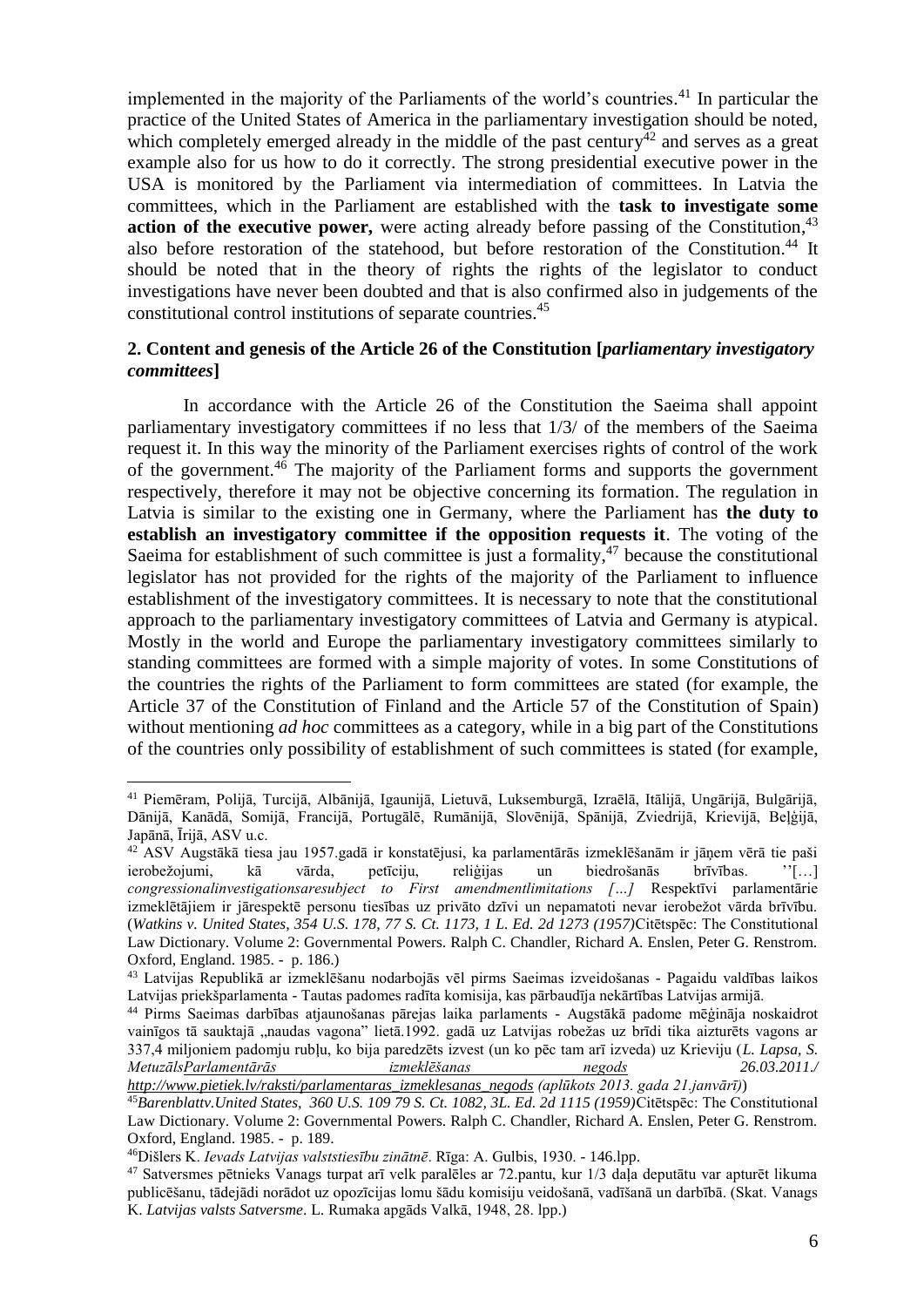implemented in the majority of the Parliaments of the world's countries.[41] In particular the practice of the United States of America in the parliamentary investigation should be noted, which completely emerged already in the middle of the past century[42] and serves as a great example also for us how to do it correctly. The strong presidential executive power in the USA is monitored by the Parliament via intermediation of committees. In Latvia the committees, which in the Parliament are established with the **task to investigate some action of the executive power,** were acting already before passing of the Constitution,[43] also before restoration of the statehood, but before restoration of the Constitution.[44] It should be noted that in the theory of rights the rights of the legislator to conduct investigations have never been doubted and that is also confirmed also in judgements of the constitutional control institutions of separate countries.[45]

## 2. Content and genesis of the Article 26 of the Constitution [*parliamentary investigatory committees*]

In accordance with the Article 26 of the Constitution the Saeima shall appoint parliamentary investigatory committees if no less that 1/3/ of the members of the Saeima request it. In this way the minority of the Parliament exercises rights of control of the work of the government.[46] The majority of the Parliament forms and supports the government respectively, therefore it may not be objective concerning its formation. The regulation in Latvia is similar to the existing one in Germany, where the Parliament has **the duty to establish an investigatory committee if the opposition requests it**. The voting of the Saeima for establishment of such committee is just a formality,[47] because the constitutional legislator has not provided for the rights of the majority of the Parliament to influence establishment of the investigatory committees. It is necessary to note that the constitutional approach to the parliamentary investigatory committees of Latvia and Germany is atypical. Mostly in the world and Europe the parliamentary investigatory committees similarly to standing committees are formed with a simple majority of votes. In some Constitutions of the countries the rights of the Parliament to form committees are stated (for example, the Article 37 of the Constitution of Finland and the Article 57 of the Constitution of Spain) without mentioning *ad hoc* committees as a category, while in a big part of the Constitutions of the countries only possibility of establishment of such committees is stated (for example,

---

[41] Piemēram, Polijā, Turcijā, Albānijā, Igaunijā, Lietuvā, Luksemburgā, Izraēlā, Itālijā, Ungārijā, Bulgārijā, Dānijā, Kanādā, Somijā, Francijā, Portugālē, Rumānijā, Slovēnijā, Spānijā, Zviedrijā, Krievijā, Beļģijā, Japānā, Īrijā, ASV u.c.

[42] ASV Augstākā tiesa jau 1957.gadā ir konstatējusi, ka parlamentārās izmeklēšanām ir jāņem vērā tie paši ierobežojumi, kā vārda, petīciju, reliģijas un biedrošanās brīvības. ''[…] *congressionalinvestigationsaresubject to First amendmentlimitations […]* Respektīvi parlamentārie izmeklētājiem ir jārespektē personu tiesības uz privāto dzīvi un nepamatoti nevar ierobežot vārda brīvību. (*Watkins v. United States, 354 U.S. 178, 77 S. Ct. 1173, 1 L. Ed. 2d 1273 (1957)*Citētspēc: The Constitutional Law Dictionary. Volume 2: Governmental Powers. Ralph C. Chandler, Richard A. Enslen, Peter G. Renstrom. Oxford, England. 1985. - p. 186.)

[43] Latvijas Republikā ar izmeklēšanu nodarbojās vēl pirms Saeimas izveidošanas - Pagaidu valdības laikos Latvijas priekšparlamenta - Tautas padomes radīta komisija, kas pārbaudīja nekārtības Latvijas armijā.

[44] Pirms Saeimas darbības atjaunošanas pārejas laika parlaments - Augstākā padome mēģināja noskaidrot vainīgos tā sauktajā „naudas vagona" lietā.1992. gadā uz Latvijas robežas uz brīdi tika aizturēts vagons ar 337,4 miljoniem padomju rubļu, ko bija paredzēts izvest (un ko pēc tam arī izveda) uz Krieviju (*L. Lapsa, S. MetuzālsParlamentārās izmeklēšanas negods 26.03.2011./ http://www.pietiek.lv/raksti/parlamentaras_izmeklesanas_negods (aplūkots 2013. gada 21.janvārī)*)

[45] *Barenblattv.United States, 360 U.S. 109 79 S. Ct. 1082, 3L. Ed. 2d 1115 (1959)*Citētspēc: The Constitutional Law Dictionary. Volume 2: Governmental Powers. Ralph C. Chandler, Richard A. Enslen, Peter G. Renstrom. Oxford, England. 1985. - p. 189.

[46] Dišlers K. *Ievads Latvijas valststiesību zinātnē*. Rīga: A. Gulbis, 1930. - 146.lpp.

[47] Satversmes pētnieks Vanags turpat arī velk paralēles ar 72.pantu, kur 1/3 daļa deputātu var apturēt likuma publicēšanu, tādejādi norādot uz opozīcijas lomu šādu komisiju veidošanā, vadīšanā un darbībā. (Skat. Vanags K. *Latvijas valsts Satversme*. L. Rumaka apgāds Valkā, 1948, 28. lpp.)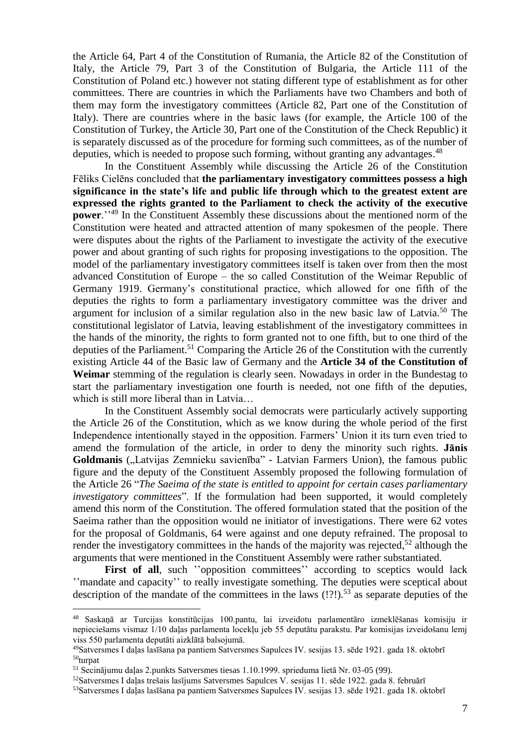the Article 64, Part 4 of the Constitution of Rumania, the Article 82 of the Constitution of Italy, the Article 79, Part 3 of the Constitution of Bulgaria, the Article 111 of the Constitution of Poland etc.) however not stating different type of establishment as for other committees. There are countries in which the Parliaments have two Chambers and both of them may form the investigatory committees (Article 82, Part one of the Constitution of Italy). There are countries where in the basic laws (for example, the Article 100 of the Constitution of Turkey, the Article 30, Part one of the Constitution of the Check Republic) it is separately discussed as of the procedure for forming such committees, as of the number of deputies, which is needed to propose such forming, without granting any advantages.[48]

In the Constituent Assembly while discussing the Article 26 of the Constitution Fēliks Cielēns concluded that **the parliamentary investigatory committees possess a high significance in the state's life and public life through which to the greatest extent are expressed the rights granted to the Parliament to check the activity of the executive power**.''[49] In the Constituent Assembly these discussions about the mentioned norm of the Constitution were heated and attracted attention of many spokesmen of the people. There were disputes about the rights of the Parliament to investigate the activity of the executive power and about granting of such rights for proposing investigations to the opposition. The model of the parliamentary investigatory committees itself is taken over from then the most advanced Constitution of Europe – the so called Constitution of the Weimar Republic of Germany 1919. Germany's constitutional practice, which allowed for one fifth of the deputies the rights to form a parliamentary investigatory committee was the driver and argument for inclusion of a similar regulation also in the new basic law of Latvia.[50] The constitutional legislator of Latvia, leaving establishment of the investigatory committees in the hands of the minority, the rights to form granted not to one fifth, but to one third of the deputies of the Parliament.[51] Comparing the Article 26 of the Constitution with the currently existing Article 44 of the Basic law of Germany and the **Article 34 of the Constitution of Weimar** stemming of the regulation is clearly seen. Nowadays in order in the Bundestag to start the parliamentary investigation one fourth is needed, not one fifth of the deputies, which is still more liberal than in Latvia…

In the Constituent Assembly social democrats were particularly actively supporting the Article 26 of the Constitution, which as we know during the whole period of the first Independence intentionally stayed in the opposition. Farmers' Union it its turn even tried to amend the formulation of the article, in order to deny the minority such rights. **Jānis Goldmanis** („Latvijas Zemnieku savienība" - Latvian Farmers Union), the famous public figure and the deputy of the Constituent Assembly proposed the following formulation of the Article 26 "*The Saeima of the state is entitled to appoint for certain cases parliamentary investigatory committees*". If the formulation had been supported, it would completely amend this norm of the Constitution. The offered formulation stated that the position of the Saeima rather than the opposition would ne initiator of investigations. There were 62 votes for the proposal of Goldmanis, 64 were against and one deputy refrained. The proposal to render the investigatory committees in the hands of the majority was rejected,[52] although the arguments that were mentioned in the Constituent Assembly were rather substantiated.

**First of all**, such ''opposition committees'' according to sceptics would lack ''mandate and capacity'' to really investigate something. The deputies were sceptical about description of the mandate of the committees in the laws (!?!).[53] as separate deputies of the

---

[48] Saskaņā ar Turcijas konstitūcijas 100.pantu, lai izveidotu parlamentāro izmeklēšanas komisiju ir nepieciešams vismaz 1/10 daļas parlamenta locekļu jeb 55 deputātu parakstu. Par komisijas izveidošanu lemj viss 550 parlamenta deputāti aizklātā balsojumā.

[49] Satversmes I daļas lasīšana pa pantiem Satversmes Sapulces IV. sesijas 13. sēde 1921. gada 18. oktobrī

[50] turpat

[51] Secinājumu daļas 2.punkts Satversmes tiesas 1.10.1999. sprieduma lietā Nr. 03-05 (99).

[52] Satversmes I daļas trešais lasījums Satversmes Sapulces V. sesijas 11. sēde 1922. gada 8. februārī

[53] Satversmes I daļas lasīšana pa pantiem Satversmes Sapulces IV. sesijas 13. sēde 1921. gada 18. oktobrī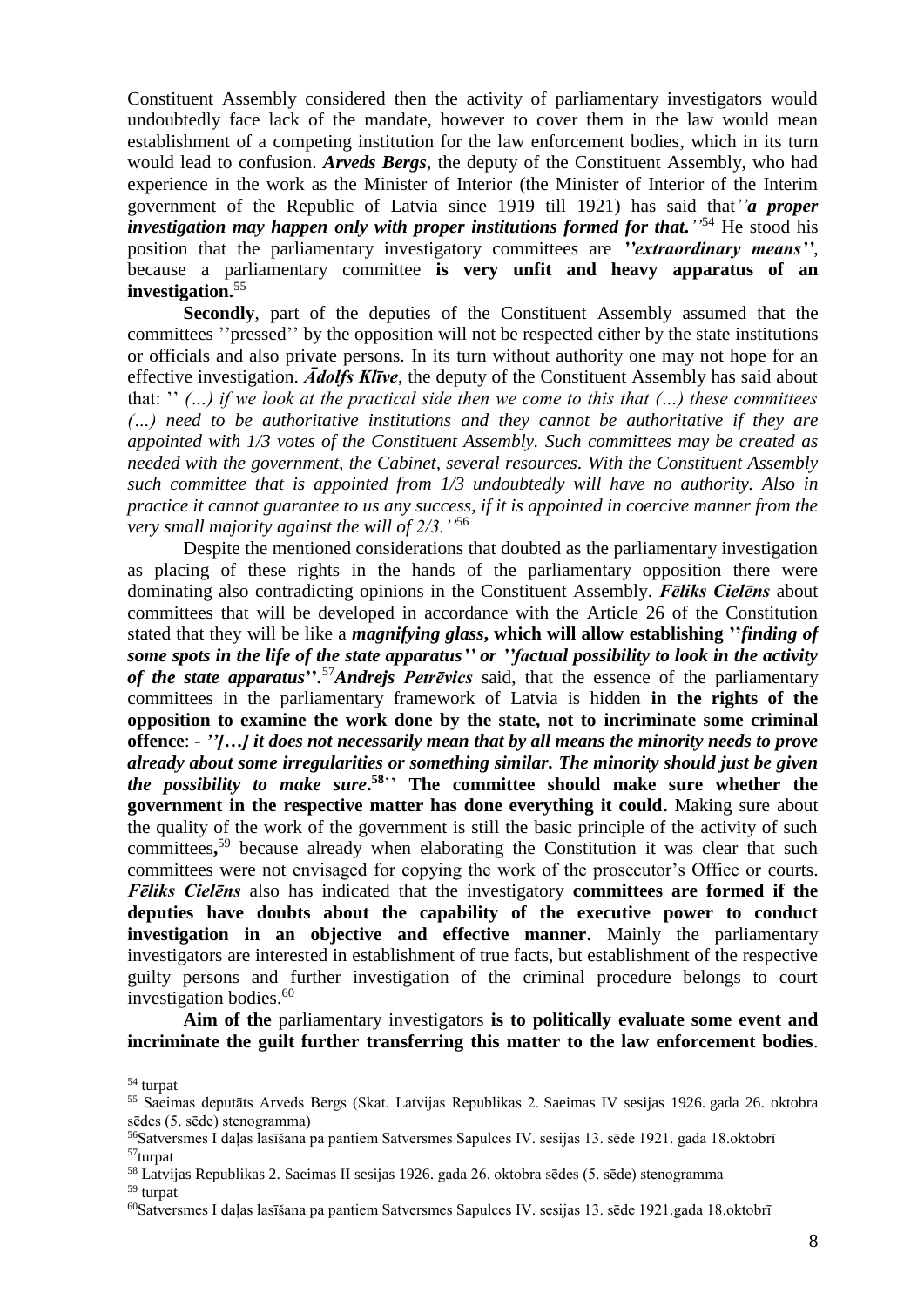Constituent Assembly considered then the activity of parliamentary investigators would undoubtedly face lack of the mandate, however to cover them in the law would mean establishment of a competing institution for the law enforcement bodies, which in its turn would lead to confusion. ***Arveds Bergs***, the deputy of the Constituent Assembly, who had experience in the work as the Minister of Interior (the Minister of Interior of the Interim government of the Republic of Latvia since 1919 till 1921) has said that*''**a proper investigation may happen only with proper institutions formed for that.**''*[54] He stood his position that the parliamentary investigatory committees are ***''extraordinary means''***, because a parliamentary committee **is very unfit and heavy apparatus of an investigation.**[55]

**Secondly**, part of the deputies of the Constituent Assembly assumed that the committees ''pressed'' by the opposition will not be respected either by the state institutions or officials and also private persons. In its turn without authority one may not hope for an effective investigation. ***Ādolfs Klīve***, the deputy of the Constituent Assembly has said about that: '' *(…) if we look at the practical side then we come to this that (…) these committees (…) need to be authoritative institutions and they cannot be authoritative if they are appointed with 1/3 votes of the Constituent Assembly. Such committees may be created as needed with the government, the Cabinet, several resources. With the Constituent Assembly such committee that is appointed from 1/3 undoubtedly will have no authority. Also in practice it cannot guarantee to us any success, if it is appointed in coercive manner from the very small majority against the will of 2/3.''*[56]

Despite the mentioned considerations that doubted as the parliamentary investigation as placing of these rights in the hands of the parliamentary opposition there were dominating also contradicting opinions in the Constituent Assembly. ***Fēliks Cielēns*** about committees that will be developed in accordance with the Article 26 of the Constitution stated that they will be like a ***magnifying glass*, which will allow establishing ''*finding of some spots in the life of the state apparatus'' or ''factual possibility to look in the activity of the state apparatus*''.**[57]***Andrejs Petrēvics*** said, that the essence of the parliamentary committees in the parliamentary framework of Latvia is hidden **in the rights of the opposition to examine the work done by the state, not to incriminate some criminal offence**: - ***''[…] it does not necessarily mean that by all means the minority needs to prove already about some irregularities or something similar. The minority should just be given the possibility to make sure*.**[58]'' **The committee should make sure whether the government in the respective matter has done everything it could.** Making sure about the quality of the work of the government is still the basic principle of the activity of such committees**,**[59] because already when elaborating the Constitution it was clear that such committees were not envisaged for copying the work of the prosecutor's Office or courts. ***Fēliks Cielēns*** also has indicated that the investigatory **committees are formed if the deputies have doubts about the capability of the executive power to conduct investigation in an objective and effective manner.** Mainly the parliamentary investigators are interested in establishment of true facts, but establishment of the respective guilty persons and further investigation of the criminal procedure belongs to court investigation bodies.[60]

**Aim of the** parliamentary investigators **is to politically evaluate some event and incriminate the guilt further transferring this matter to the law enforcement bodies**.

---

[54] turpat

[55] Saeimas deputāts Arveds Bergs (Skat. Latvijas Republikas 2. Saeimas IV sesijas 1926. gada 26. oktobra sēdes (5. sēde) stenogramma)

[56] Satversmes I daļas lasīšana pa pantiem Satversmes Sapulces IV. sesijas 13. sēde 1921. gada 18.oktobrī

[57] turpat

[58] Latvijas Republikas 2. Saeimas II sesijas 1926. gada 26. oktobra sēdes (5. sēde) stenogramma

[59] turpat

[60] Satversmes I daļas lasīšana pa pantiem Satversmes Sapulces IV. sesijas 13. sēde 1921.gada 18.oktobrī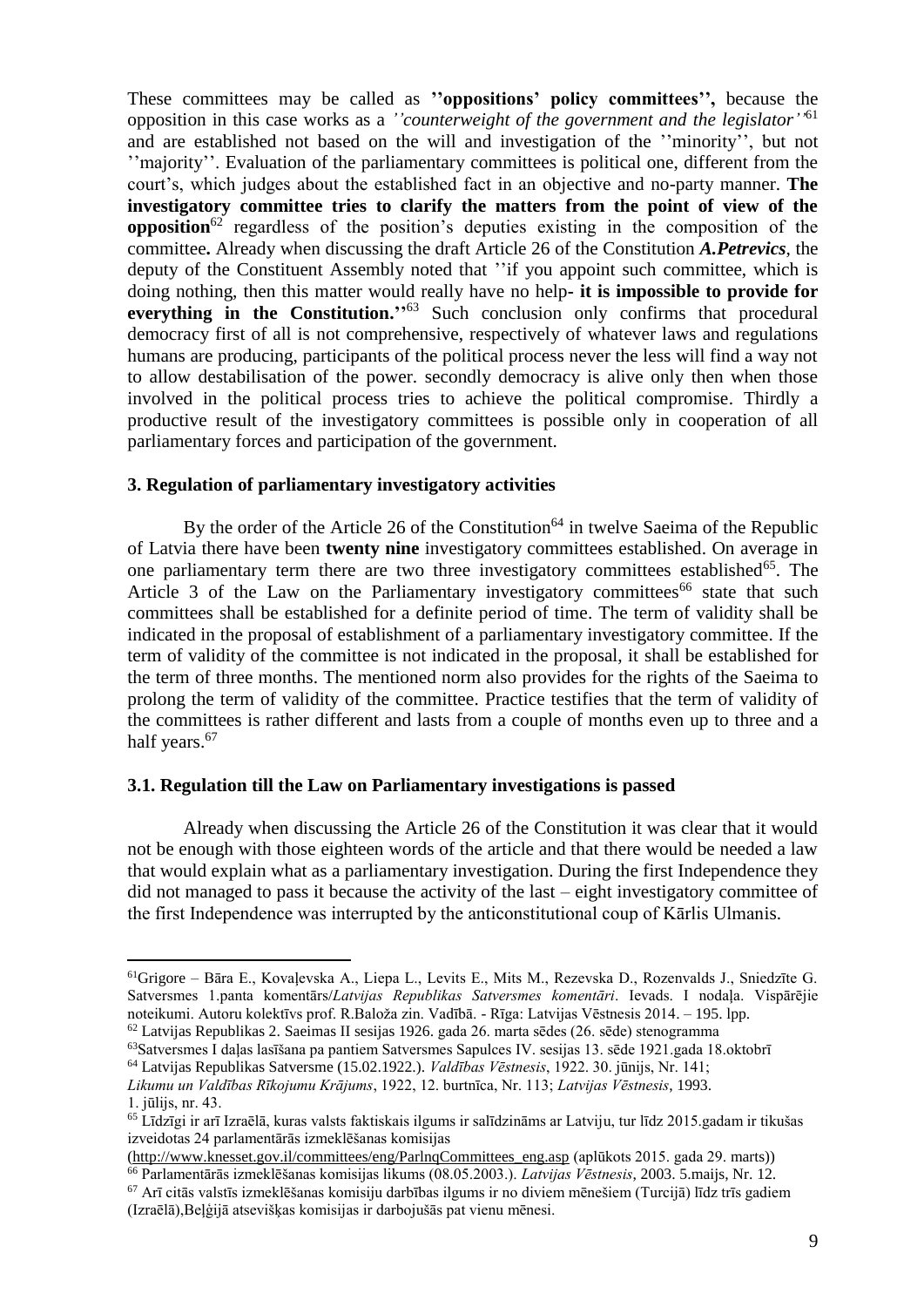These committees may be called as **''oppositions' policy committees'',** because the opposition in this case works as a *''counterweight of the government and the legislator''*[61] and are established not based on the will and investigation of the ''minority'', but not ''majority''. Evaluation of the parliamentary committees is political one, different from the court's, which judges about the established fact in an objective and no-party manner. **The investigatory committee tries to clarify the matters from the point of view of the opposition**[62] regardless of the position's deputies existing in the composition of the committee**.** Already when discussing the draft Article 26 of the Constitution ***A.Petrevics***, the deputy of the Constituent Assembly noted that ''if you appoint such committee, which is doing nothing, then this matter would really have no help**- it is impossible to provide for everything in the Constitution.''**[63] Such conclusion only confirms that procedural democracy first of all is not comprehensive, respectively of whatever laws and regulations humans are producing, participants of the political process never the less will find a way not to allow destabilisation of the power. secondly democracy is alive only then when those involved in the political process tries to achieve the political compromise. Thirdly a productive result of the investigatory committees is possible only in cooperation of all parliamentary forces and participation of the government.

### 3. Regulation of parliamentary investigatory activities

By the order of the Article 26 of the Constitution[64] in twelve Saeima of the Republic of Latvia there have been **twenty nine** investigatory committees established. On average in one parliamentary term there are two three investigatory committees established[65]. The Article 3 of the Law on the Parliamentary investigatory committees[66] state that such committees shall be established for a definite period of time. The term of validity shall be indicated in the proposal of establishment of a parliamentary investigatory committee. If the term of validity of the committee is not indicated in the proposal, it shall be established for the term of three months. The mentioned norm also provides for the rights of the Saeima to prolong the term of validity of the committee. Practice testifies that the term of validity of the committees is rather different and lasts from a couple of months even up to three and a half years.[67]

### 3.1. Regulation till the Law on Parliamentary investigations is passed

Already when discussing the Article 26 of the Constitution it was clear that it would not be enough with those eighteen words of the article and that there would be needed a law that would explain what as a parliamentary investigation. During the first Independence they did not managed to pass it because the activity of the last – eight investigatory committee of the first Independence was interrupted by the anticonstitutional coup of Kārlis Ulmanis.

---

[61]Grigore – Bāra E., Kovaļevska A., Liepa L., Levits E., Mits M., Rezevska D., Rozenvalds J., Sniedzīte G. Satversmes 1.panta komentārs/*Latvijas Republikas Satversmes komentāri*. Ievads. I nodaļa. Vispārējie noteikumi. Autoru kolektīvs prof. R.Baloža zin. Vadībā. - Rīga: Latvijas Vēstnesis 2014. – 195. lpp.

[62] Latvijas Republikas 2. Saeimas II sesijas 1926. gada 26. marta sēdes (26. sēde) stenogramma

[63]Satversmes I daļas lasīšana pa pantiem Satversmes Sapulces IV. sesijas 13. sēde 1921.gada 18.oktobrī

[64] Latvijas Republikas Satversme (15.02.1922.). *Valdības Vēstnesis*, 1922. 30. jūnijs, Nr. 141; *Likumu un Valdības Rīkojumu Krājums*, 1922, 12. burtnīca, Nr. 113; *Latvijas Vēstnesis*, 1993. 1. jūlijs, nr. 43.

[65] Līdzīgi ir arī Izraēlā, kuras valsts faktiskais ilgums ir salīdzināms ar Latviju, tur līdz 2015.gadam ir tikušas izveidotas 24 parlamentārās izmeklēšanas komisijas (http://www.knesset.gov.il/committees/eng/ParlnqCommittees_eng.asp (aplūkots 2015. gada 29. marts))

[66] Parlamentārās izmeklēšanas komisijas likums (08.05.2003.). *Latvijas Vēstnesis*, 2003. 5.maijs, Nr. 12.

[67] Arī citās valstīs izmeklēšanas komisiju darbības ilgums ir no diviem mēnešiem (Turcijā) līdz trīs gadiem (Izraēlā),Beļģijā atsevišķas komisijas ir darbojušās pat vienu mēnesi.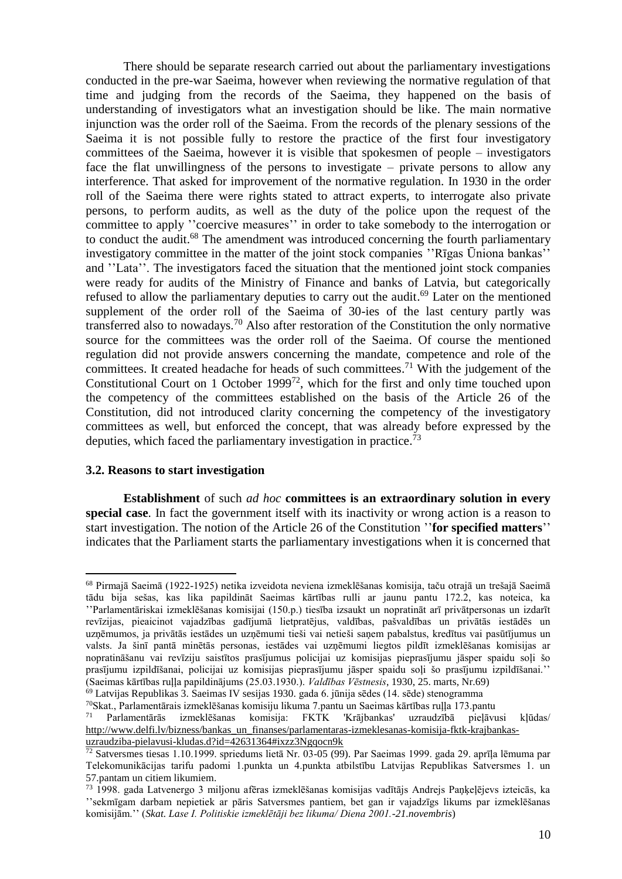There should be separate research carried out about the parliamentary investigations conducted in the pre-war Saeima, however when reviewing the normative regulation of that time and judging from the records of the Saeima, they happened on the basis of understanding of investigators what an investigation should be like. The main normative injunction was the order roll of the Saeima. From the records of the plenary sessions of the Saeima it is not possible fully to restore the practice of the first four investigatory committees of the Saeima, however it is visible that spokesmen of people – investigators face the flat unwillingness of the persons to investigate – private persons to allow any interference. That asked for improvement of the normative regulation. In 1930 in the order roll of the Saeima there were rights stated to attract experts, to interrogate also private persons, to perform audits, as well as the duty of the police upon the request of the committee to apply ''coercive measures'' in order to take somebody to the interrogation or to conduct the audit.[68] The amendment was introduced concerning the fourth parliamentary investigatory committee in the matter of the joint stock companies ''Rīgas Ūniona bankas'' and ''Lata''. The investigators faced the situation that the mentioned joint stock companies were ready for audits of the Ministry of Finance and banks of Latvia, but categorically refused to allow the parliamentary deputies to carry out the audit.[69] Later on the mentioned supplement of the order roll of the Saeima of 30-ies of the last century partly was transferred also to nowadays.[70] Also after restoration of the Constitution the only normative source for the committees was the order roll of the Saeima. Of course the mentioned regulation did not provide answers concerning the mandate, competence and role of the committees. It created headache for heads of such committees.[71] With the judgement of the Constitutional Court on 1 October 1999[72], which for the first and only time touched upon the competency of the committees established on the basis of the Article 26 of the Constitution, did not introduced clarity concerning the competency of the investigatory committees as well, but enforced the concept, that was already before expressed by the deputies, which faced the parliamentary investigation in practice.[73]

### 3.2. Reasons to start investigation

**Establishment** of such *ad hoc* **committees is an extraordinary solution in every special case**. In fact the government itself with its inactivity or wrong action is a reason to start investigation. The notion of the Article 26 of the Constitution ''**for specified matters**'' indicates that the Parliament starts the parliamentary investigations when it is concerned that

---

[68] Pirmajā Saeimā (1922-1925) netika izveidota neviena izmeklēšanas komisija, taču otrajā un trešajā Saeimā tādu bija sešas, kas lika papildināt Saeimas kārtības rulli ar jaunu pantu 172.2, kas noteica, ka ''Parlamentāriskai izmeklēšanas komisijai (150.p.) tiesība izsaukt un nopratināt arī privātpersonas un izdarīt revīzijas, pieaicinot vajadzības gadījumā lietpratējus, valdības, pašvaldības un privātās iestādēs un uzņēmumos, ja privātās iestādes un uzņēmumi tieši vai netieši saņem pabalstus, kredītus vai pasūtījumus un valsts. Ja šinī pantā minētās personas, iestādes vai uzņēmumi liegtos pildīt izmeklēšanas komisijas ar nopratināšanu vai revīziju saistītos prasījumus policijai uz komisijas pieprasījumu jāsper spaidu soļi šo prasījumu izpildīšanai, policijai uz komisijas pieprasījumu jāsper spaidu soļi šo prasījumu izpildīšanai.'' (Saeimas kārtības ruļļa papildinājums (25.03.1930.). *Valdības Vēstnesis*, 1930, 25. marts, Nr.69)

[69] Latvijas Republikas 3. Saeimas IV sesijas 1930. gada 6. jūnija sēdes (14. sēde) stenogramma

[70] Skat., Parlamentārais izmeklēšanas komisiju likuma 7.pantu un Saeimas kārtības ruļļa 173.pantu

[71] Parlamentārās izmeklēšanas komisija: FKTK 'Krājbankas' uzraudzībā pieļāvusi kļūdas/ http://www.delfi.lv/bizness/bankas_un_finanses/parlamentaras-izmeklesanas-komisija-fktk-krajbankas-uzraudziba-pielavusi-kludas.d?id=42631364#ixzz3Ngqocn9k

[72] Satversmes tiesas 1.10.1999. spriedums lietā Nr. 03-05 (99). Par Saeimas 1999. gada 29. aprīļa lēmuma par Telekomunikācijas tarifu padomi 1.punkta un 4.punkta atbilstību Latvijas Republikas Satversmes 1. un 57.pantam un citiem likumiem.

[73] 1998. gada Latvenergo 3 miljonu afēras izmeklēšanas komisijas vadītājs Andrejs Paņķeļējevs izteicās, ka ''sekmīgam darbam nepietiek ar pāris Satversmes pantiem, bet gan ir vajadzīgs likums par izmeklēšanas komisijām.'' (*Skat. Lase I. Politiskie izmeklētāji bez likuma/ Diena 2001.-21.novembris*)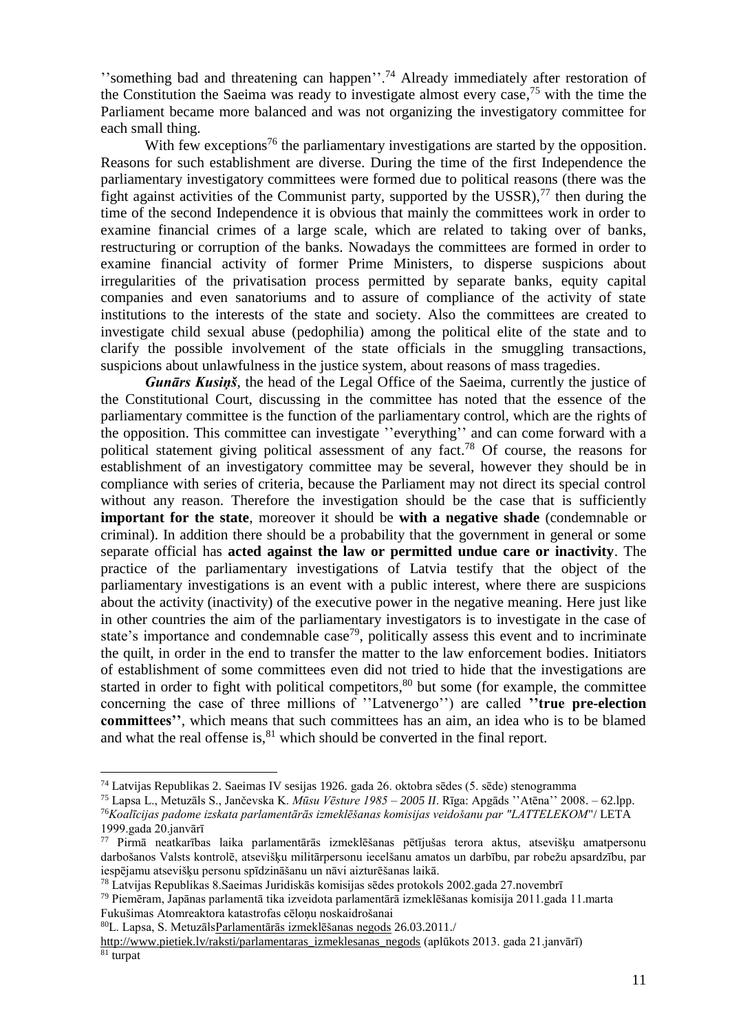''something bad and threatening can happen''.[74] Already immediately after restoration of the Constitution the Saeima was ready to investigate almost every case,[75] with the time the Parliament became more balanced and was not organizing the investigatory committee for each small thing.

With few exceptions[76] the parliamentary investigations are started by the opposition. Reasons for such establishment are diverse. During the time of the first Independence the parliamentary investigatory committees were formed due to political reasons (there was the fight against activities of the Communist party, supported by the USSR),[77] then during the time of the second Independence it is obvious that mainly the committees work in order to examine financial crimes of a large scale, which are related to taking over of banks, restructuring or corruption of the banks. Nowadays the committees are formed in order to examine financial activity of former Prime Ministers, to disperse suspicions about irregularities of the privatisation process permitted by separate banks, equity capital companies and even sanatoriums and to assure of compliance of the activity of state institutions to the interests of the state and society. Also the committees are created to investigate child sexual abuse (pedophilia) among the political elite of the state and to clarify the possible involvement of the state officials in the smuggling transactions, suspicions about unlawfulness in the justice system, about reasons of mass tragedies.

***Gunārs Kusiņš***, the head of the Legal Office of the Saeima, currently the justice of the Constitutional Court, discussing in the committee has noted that the essence of the parliamentary committee is the function of the parliamentary control, which are the rights of the opposition. This committee can investigate ''everything'' and can come forward with a political statement giving political assessment of any fact.[78] Of course, the reasons for establishment of an investigatory committee may be several, however they should be in compliance with series of criteria, because the Parliament may not direct its special control without any reason. Therefore the investigation should be the case that is sufficiently **important for the state**, moreover it should be **with a negative shade** (condemnable or criminal). In addition there should be a probability that the government in general or some separate official has **acted against the law or permitted undue care or inactivity**. The practice of the parliamentary investigations of Latvia testify that the object of the parliamentary investigations is an event with a public interest, where there are suspicions about the activity (inactivity) of the executive power in the negative meaning. Here just like in other countries the aim of the parliamentary investigators is to investigate in the case of state's importance and condemnable case[79], politically assess this event and to incriminate the quilt, in order in the end to transfer the matter to the law enforcement bodies. Initiators of establishment of some committees even did not tried to hide that the investigations are started in order to fight with political competitors,[80] but some (for example, the committee concerning the case of three millions of ''Latvenergo'') are called **''true pre-election committees''**, which means that such committees has an aim, an idea who is to be blamed and what the real offense is,[81] which should be converted in the final report.

---

[74] Latvijas Republikas 2. Saeimas IV sesijas 1926. gada 26. oktobra sēdes (5. sēde) stenogramma

[75] Lapsa L., Metuzāls S., Jančevska K. *Mūsu Vēsture 1985 – 2005 II*. Rīga: Apgāds ''Atēna'' 2008. – 62.lpp.

[76] *Koalīcijas padome izskata parlamentārās izmeklēšanas komisijas veidošanu par "LATTELEKOM"*/ LETA 1999.gada 20.janvārī

[77] Pirmā neatkarības laika parlamentārās izmeklēšanas pētījušas terora aktus, atsevišķu amatpersonu darbošanos Valsts kontrolē, atsevišķu militārpersonu iecelšanu amatos un darbību, par robežu apsardzību, par iespējamu atsevišķu personu spīdzināšanu un nāvi aizturēšanas laikā.

[78] Latvijas Republikas 8.Saeimas Juridiskās komisijas sēdes protokols 2002.gada 27.novembrī

[79] Piemēram, Japānas parlamentā tika izveidota parlamentārā izmeklēšanas komisija 2011.gada 11.marta Fukušimas Atomreaktora katastrofas cēloņu noskaidrošanai

[80] L. Lapsa, S. Metuzāls Parlamentārās izmeklēšanas negods 26.03.2011./ http://www.pietiek.lv/raksti/parlamentaras_izmeklesanas_negods (aplūkots 2013. gada 21.janvārī)

[81] turpat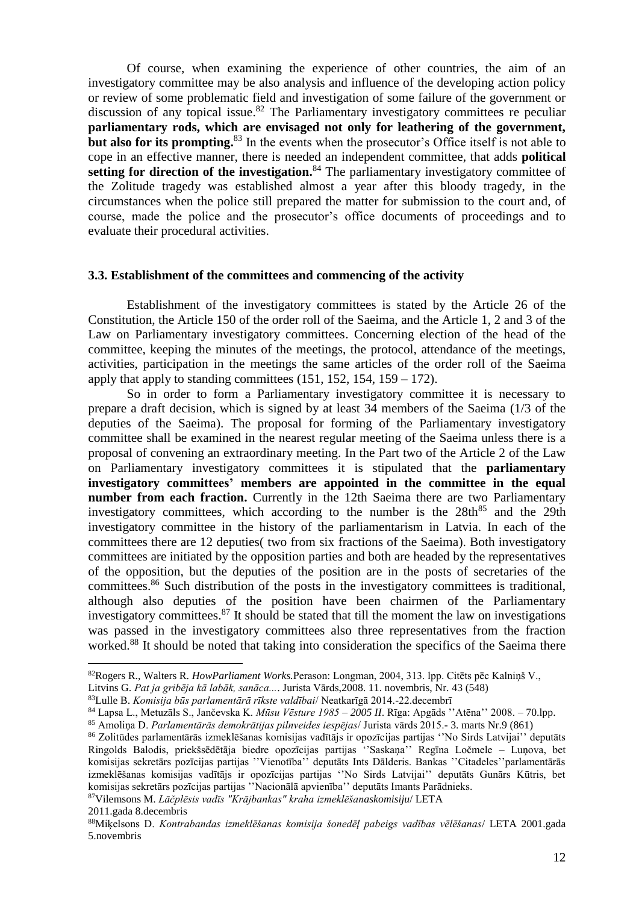Of course, when examining the experience of other countries, the aim of an investigatory committee may be also analysis and influence of the developing action policy or review of some problematic field and investigation of some failure of the government or discussion of any topical issue.[82] The Parliamentary investigatory committees re peculiar **parliamentary rods, which are envisaged not only for leathering of the government, but also for its prompting.**[83] In the events when the prosecutor's Office itself is not able to cope in an effective manner, there is needed an independent committee, that adds **political setting for direction of the investigation.**[84] The parliamentary investigatory committee of the Zolitude tragedy was established almost a year after this bloody tragedy, in the circumstances when the police still prepared the matter for submission to the court and, of course, made the police and the prosecutor's office documents of proceedings and to evaluate their procedural activities.

### 3.3. Establishment of the committees and commencing of the activity

Establishment of the investigatory committees is stated by the Article 26 of the Constitution, the Article 150 of the order roll of the Saeima, and the Article 1, 2 and 3 of the Law on Parliamentary investigatory committees. Concerning election of the head of the committee, keeping the minutes of the meetings, the protocol, attendance of the meetings, activities, participation in the meetings the same articles of the order roll of the Saeima apply that apply to standing committees (151, 152, 154, 159 – 172).

So in order to form a Parliamentary investigatory committee it is necessary to prepare a draft decision, which is signed by at least 34 members of the Saeima (1/3 of the deputies of the Saeima). The proposal for forming of the Parliamentary investigatory committee shall be examined in the nearest regular meeting of the Saeima unless there is a proposal of convening an extraordinary meeting. In the Part two of the Article 2 of the Law on Parliamentary investigatory committees it is stipulated that the **parliamentary investigatory committees' members are appointed in the committee in the equal number from each fraction.** Currently in the 12th Saeima there are two Parliamentary investigatory committees, which according to the number is the 28th[85] and the 29th investigatory committee in the history of the parliamentarism in Latvia. In each of the committees there are 12 deputies( two from six fractions of the Saeima). Both investigatory committees are initiated by the opposition parties and both are headed by the representatives of the opposition, but the deputies of the position are in the posts of secretaries of the committees.[86] Such distribution of the posts in the investigatory committees is traditional, although also deputies of the position have been chairmen of the Parliamentary investigatory committees.[87] It should be stated that till the moment the law on investigations was passed in the investigatory committees also three representatives from the fraction worked.[88] It should be noted that taking into consideration the specifics of the Saeima there

---

[82]Rogers R., Walters R. *HowParliament Works.*Perason: Longman, 2004, 313. lpp. Citēts pēc Kalniņš V., Litvins G. *Pat ja gribēja kā labāk, sanāca...*. Jurista Vārds,2008. 11. novembris, Nr. 43 (548)

[83]Lulle B. *Komisija būs parlamentārā rīkste valdībai*/ Neatkarīgā 2014.-22.decembrī

[84] Lapsa L., Metuzāls S., Jančevska K. *Mūsu Vēsture 1985 – 2005 II*. Rīga: Apgāds ''Atēna'' 2008. – 70.lpp.

[85] Amoliņa D. *Parlamentārās demokrātijas pilnveides iespējas*/ Jurista vārds 2015.- 3. marts Nr.9 (861)

[86] Zolitūdes parlamentārās izmeklēšanas komisijas vadītājs ir opozīcijas partijas ''No Sirds Latvijai'' deputāts Ringolds Balodis, priekšsēdētāja biedre opozīcijas partijas ''Saskaņa'' Regīna Ločmele – Luņova, bet komisijas sekretārs pozīcijas partijas ''Vienotība'' deputāts Ints Dālderis. Bankas ''Citadeles''parlamentārās izmeklēšanas komisijas vadītājs ir opozīcijas partijas ''No Sirds Latvijai'' deputāts Gunārs Kūtris, bet komisijas sekretārs pozīcijas partijas ''Nacionālā apvienība'' deputāts Imants Parādnieks.

[87]Vilemsons M. *Lāčplēsis vadīs "Krājbankas" kraha izmeklēšanaskomisiju*/ LETA 2011.gada 8.decembris

[88]Miķelsons D. *Kontrabandas izmeklēšanas komisija šonedēļ pabeigs vadības vēlēšanas*/ LETA 2001.gada 5.novembris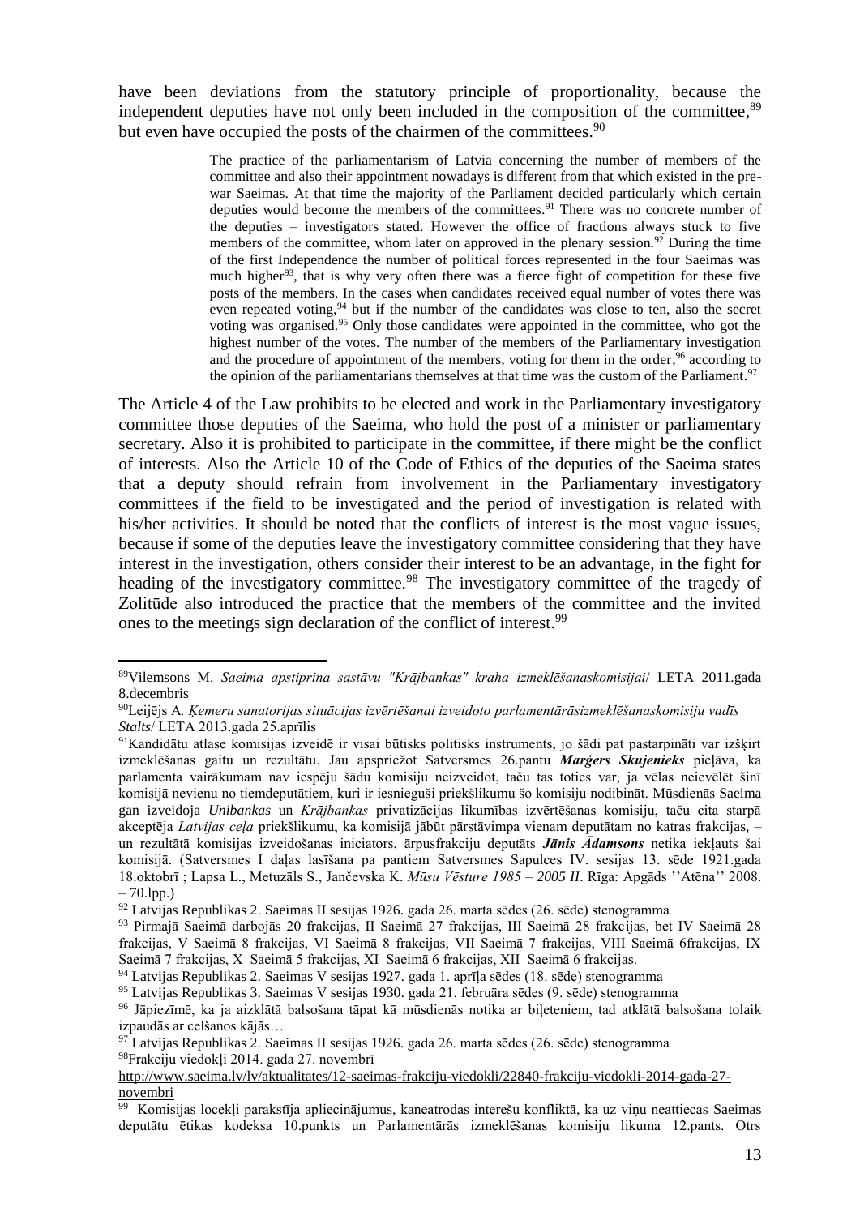have been deviations from the statutory principle of proportionality, because the independent deputies have not only been included in the composition of the committee,[89] but even have occupied the posts of the chairmen of the committees.[90]

> The practice of the parliamentarism of Latvia concerning the number of members of the committee and also their appointment nowadays is different from that which existed in the pre-war Saeimas. At that time the majority of the Parliament decided particularly which certain deputies would become the members of the committees.[91] There was no concrete number of the deputies – investigators stated. However the office of fractions always stuck to five members of the committee, whom later on approved in the plenary session.[92] During the time of the first Independence the number of political forces represented in the four Saeimas was much higher[93], that is why very often there was a fierce fight of competition for these five posts of the members. In the cases when candidates received equal number of votes there was even repeated voting,[94] but if the number of the candidates was close to ten, also the secret voting was organised.[95] Only those candidates were appointed in the committee, who got the highest number of the votes. The number of the members of the Parliamentary investigation and the procedure of appointment of the members, voting for them in the order,[96] according to the opinion of the parliamentarians themselves at that time was the custom of the Parliament.[97]

The Article 4 of the Law prohibits to be elected and work in the Parliamentary investigatory committee those deputies of the Saeima, who hold the post of a minister or parliamentary secretary. Also it is prohibited to participate in the committee, if there might be the conflict of interests. Also the Article 10 of the Code of Ethics of the deputies of the Saeima states that a deputy should refrain from involvement in the Parliamentary investigatory committees if the field to be investigated and the period of investigation is related with his/her activities. It should be noted that the conflicts of interest is the most vague issues, because if some of the deputies leave the investigatory committee considering that they have interest in the investigation, others consider their interest to be an advantage, in the fight for heading of the investigatory committee.[98] The investigatory committee of the tragedy of Zolitūde also introduced the practice that the members of the committee and the invited ones to the meetings sign declaration of the conflict of interest.[99]

---

[89]Vilemsons M. *Saeima apstiprina sastāvu "Krājbankas" kraha izmeklēšanaskomisijai*/ LETA 2011.gada 8.decembris

[90]Leijējs A. *Ķemeru sanatorijas situācijas izvērtēšanai izveidoto parlamentārāsizmeklēšanaskomisiju vadīs Stalts*/ LETA 2013.gada 25.aprīlis

[91]Kandidātu atlase komisijas izveidē ir visai būtisks politisks instruments, jo šādi pat pastarpināti var izšķirt izmeklēšanas gaitu un rezultātu. Jau apspriežot Satversmes 26.pantu ***Marģers Skujenieks*** pieļāva, ka parlamenta vairākumam nav iespēju šādu komisiju neizveidot, taču tas toties var, ja vēlas neievēlēt šinī komisijā nevienu no tiemdeputātiem, kuri ir iesnieguši priekšlikumu šo komisiju nodibināt. Mūsdienās Saeima gan izveidoja *Unibankas* un *Krājbankas* privatizācijas likumības izvērtēšanas komisiju, taču cita starpā akceptēja *Latvijas ceļa* priekšlikumu, ka komisijā jābūt pārstāvimpa vienam deputātam no katras frakcijas, – un rezultātā komisijas izveidošanas iniciators, ārpusfrakciju deputāts ***Jānis Ādamsons*** netika iekļauts šai komisijā. (Satversmes I daļas lasīšana pa pantiem Satversmes Sapulces IV. sesijas 13. sēde 1921.gada 18.oktobrī ; Lapsa L., Metuzāls S., Jančevska K. *Mūsu Vēsture 1985 – 2005 II*. Rīga: Apgāds ''Atēna'' 2008. – 70.lpp.)

[92] Latvijas Republikas 2. Saeimas II sesijas 1926. gada 26. marta sēdes (26. sēde) stenogramma

[93] Pirmajā Saeimā darbojās 20 frakcijas, II Saeimā 27 frakcijas, III Saeimā 28 frakcijas, bet IV Saeimā 28 frakcijas, V Saeimā 8 frakcijas, VI Saeimā 8 frakcijas, VII Saeimā 7 frakcijas, VIII Saeimā 6frakcijas, IX Saeimā 7 frakcijas, X Saeimā 5 frakcijas, XI Saeimā 6 frakcijas, XII Saeimā 6 frakcijas.

[94] Latvijas Republikas 2. Saeimas V sesijas 1927. gada 1. aprīļa sēdes (18. sēde) stenogramma

[95] Latvijas Republikas 3. Saeimas V sesijas 1930. gada 21. februāra sēdes (9. sēde) stenogramma

[96] Jāpiezīmē, ka ja aizklātā balsošana tāpat kā mūsdienās notika ar biļeteniem, tad atklātā balsošana tolaik izpaudās ar celšanos kājās…

[97] Latvijas Republikas 2. Saeimas II sesijas 1926. gada 26. marta sēdes (26. sēde) stenogramma

[98]Frakciju viedokļi 2014. gada 27. novembrī http://www.saeima.lv/lv/aktualitates/12-saeimas-frakciju-viedokli/22840-frakciju-viedokli-2014-gada-27-novembri

[99] Komisijas locekļi parakstīja apliecinājumus, kaneatrodas interešu konfliktā, ka uz viņu neattiecas Saeimas deputātu ētikas kodeksa 10.punkts un Parlamentārās izmeklēšanas komisiju likuma 12.pants. Otrs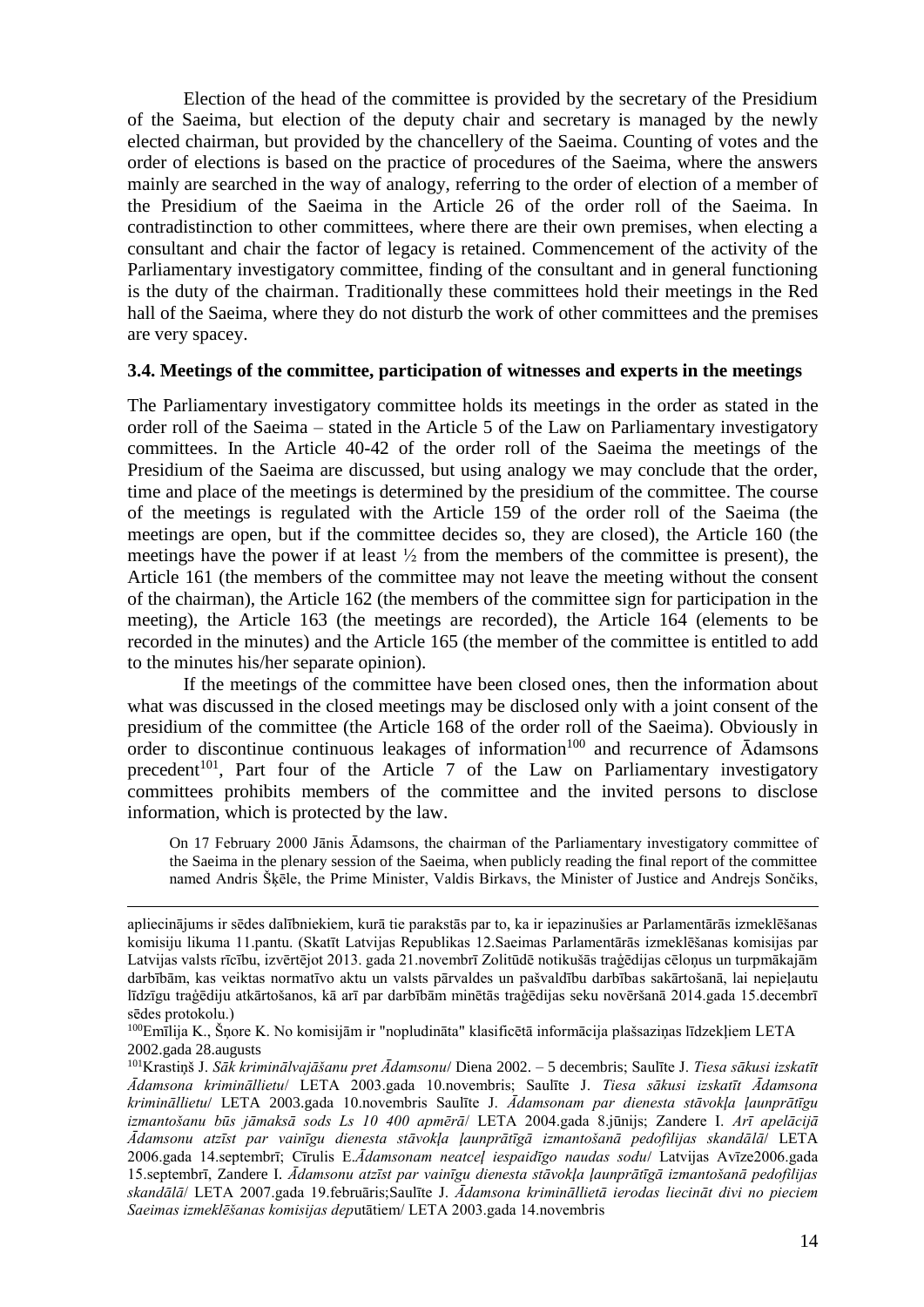Election of the head of the committee is provided by the secretary of the Presidium of the Saeima, but election of the deputy chair and secretary is managed by the newly elected chairman, but provided by the chancellery of the Saeima. Counting of votes and the order of elections is based on the practice of procedures of the Saeima, where the answers mainly are searched in the way of analogy, referring to the order of election of a member of the Presidium of the Saeima in the Article 26 of the order roll of the Saeima. In contradistinction to other committees, where there are their own premises, when electing a consultant and chair the factor of legacy is retained. Commencement of the activity of the Parliamentary investigatory committee, finding of the consultant and in general functioning is the duty of the chairman. Traditionally these committees hold their meetings in the Red hall of the Saeima, where they do not disturb the work of other committees and the premises are very spacey.

### 3.4. Meetings of the committee, participation of witnesses and experts in the meetings

The Parliamentary investigatory committee holds its meetings in the order as stated in the order roll of the Saeima – stated in the Article 5 of the Law on Parliamentary investigatory committees. In the Article 40-42 of the order roll of the Saeima the meetings of the Presidium of the Saeima are discussed, but using analogy we may conclude that the order, time and place of the meetings is determined by the presidium of the committee. The course of the meetings is regulated with the Article 159 of the order roll of the Saeima (the meetings are open, but if the committee decides so, they are closed), the Article 160 (the meetings have the power if at least ½ from the members of the committee is present), the Article 161 (the members of the committee may not leave the meeting without the consent of the chairman), the Article 162 (the members of the committee sign for participation in the meeting), the Article 163 (the meetings are recorded), the Article 164 (elements to be recorded in the minutes) and the Article 165 (the member of the committee is entitled to add to the minutes his/her separate opinion).

If the meetings of the committee have been closed ones, then the information about what was discussed in the closed meetings may be disclosed only with a joint consent of the presidium of the committee (the Article 168 of the order roll of the Saeima). Obviously in order to discontinue continuous leakages of information[100] and recurrence of Ādamsons precedent[101], Part four of the Article 7 of the Law on Parliamentary investigatory committees prohibits members of the committee and the invited persons to disclose information, which is protected by the law.

On 17 February 2000 Jānis Ādamsons, the chairman of the Parliamentary investigatory committee of the Saeima in the plenary session of the Saeima, when publicly reading the final report of the committee named Andris Šķēle, the Prime Minister, Valdis Birkavs, the Minister of Justice and Andrejs Sončiks,

---

apliecinājums ir sēdes dalībniekiem, kurā tie parakstās par to, ka ir iepazinušies ar Parlamentārās izmeklēšanas komisiju likuma 11.pantu. (Skatīt Latvijas Republikas 12.Saeimas Parlamentārās izmeklēšanas komisijas par Latvijas valsts rīcību, izvērtējot 2013. gada 21.novembrī Zolitūdē notikušās traģēdijas cēloņus un turpmākajām darbībām, kas veiktas normatīvo aktu un valsts pārvaldes un pašvaldību darbības sakārtošanā, lai nepieļautu līdzīgu traģēdiju atkārtošanos, kā arī par darbībām minētās traģēdijas seku novēršanā 2014.gada 15.decembrī sēdes protokolu.)

[100] Emīlija K., Šņore K. No komisijām ir "nopludināta" klasificētā informācija plašsaziņas līdzekļiem LETA 2002.gada 28.augusts

[101] Krastiņš J. *Sāk kriminālvajāšanu pret Ādamsonu*/ Diena 2002. – 5 decembris; Saulīte J. *Tiesa sākusi izskatīt Ādamsona krimināllietu*/ LETA 2003.gada 10.novembris; Saulīte J. *Tiesa sākusi izskatīt Ādamsona krimināllietu*/ LETA 2003.gada 10.novembris Saulīte J. *Ādamsonam par dienesta stāvokļa ļaunprātīgu izmantošanu būs jāmaksā sods Ls 10 400 apmērā*/ LETA 2004.gada 8.jūnijs; Zandere I. *Arī apelācijā Ādamsonu atzīst par vainīgu dienesta stāvokļa ļaunprātīgā izmantošanā pedofilijas skandālā*/ LETA 2006.gada 14.septembrī; Cīrulis E.*Ādamsonam neatceļ iespaidīgo naudas sodu*/ Latvijas Avīze2006.gada 15.septembrī, Zandere I. *Ādamsonu atzīst par vainīgu dienesta stāvokļa ļaunprātīgā izmantošanā pedofilijas skandālā*/ LETA 2007.gada 19.februāris;Saulīte J. *Ādamsona krimināllietā ierodas liecināt divi no pieciem Saeimas izmeklēšanas komisijas dep*utātiem/ LETA 2003.gada 14.novembris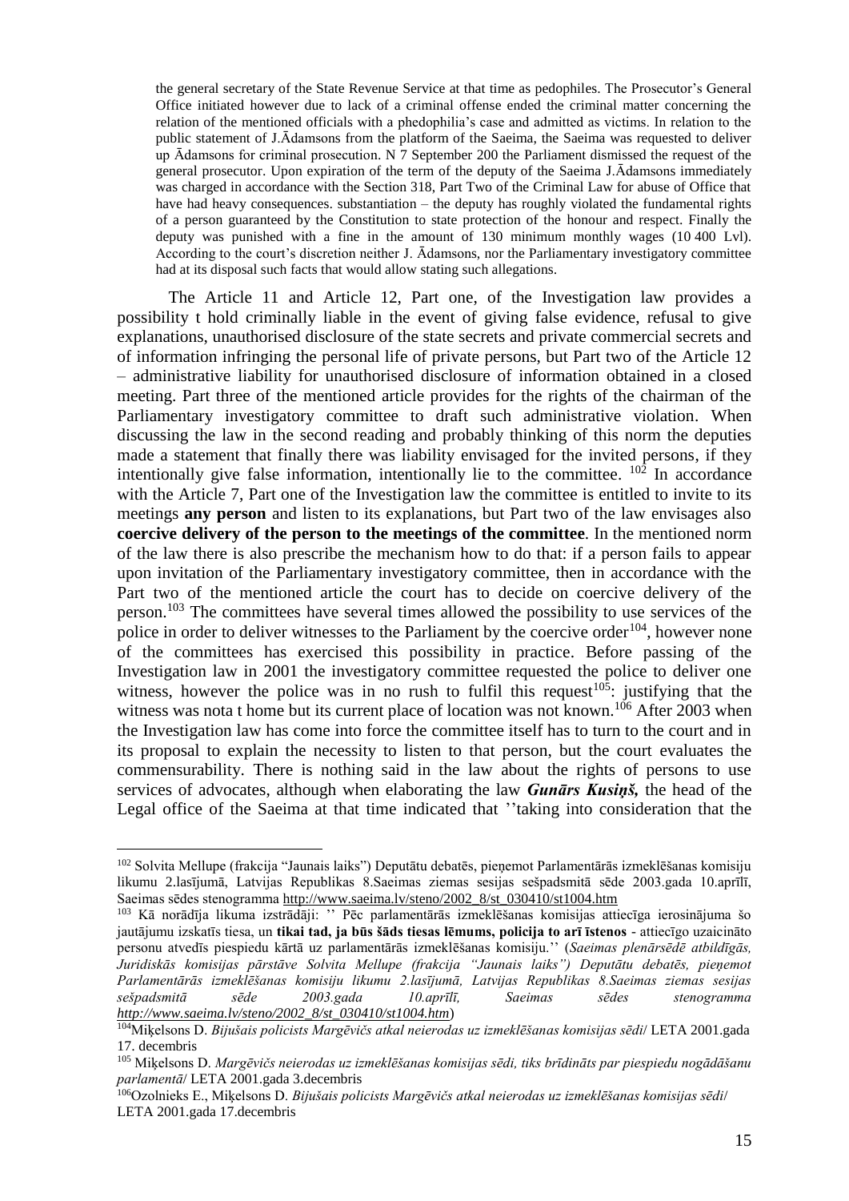the general secretary of the State Revenue Service at that time as pedophiles. The Prosecutor's General Office initiated however due to lack of a criminal offense ended the criminal matter concerning the relation of the mentioned officials with a phedophilia's case and admitted as victims. In relation to the public statement of J.Ādamsons from the platform of the Saeima, the Saeima was requested to deliver up Ādamsons for criminal prosecution. N 7 September 200 the Parliament dismissed the request of the general prosecutor. Upon expiration of the term of the deputy of the Saeima J.Ādamsons immediately was charged in accordance with the Section 318, Part Two of the Criminal Law for abuse of Office that have had heavy consequences. substantiation – the deputy has roughly violated the fundamental rights of a person guaranteed by the Constitution to state protection of the honour and respect. Finally the deputy was punished with a fine in the amount of 130 minimum monthly wages (10 400 Lvl). According to the court's discretion neither J. Ādamsons, nor the Parliamentary investigatory committee had at its disposal such facts that would allow stating such allegations.

The Article 11 and Article 12, Part one, of the Investigation law provides a possibility t hold criminally liable in the event of giving false evidence, refusal to give explanations, unauthorised disclosure of the state secrets and private commercial secrets and of information infringing the personal life of private persons, but Part two of the Article 12 – administrative liability for unauthorised disclosure of information obtained in a closed meeting. Part three of the mentioned article provides for the rights of the chairman of the Parliamentary investigatory committee to draft such administrative violation. When discussing the law in the second reading and probably thinking of this norm the deputies made a statement that finally there was liability envisaged for the invited persons, if they intentionally give false information, intentionally lie to the committee. [102] In accordance with the Article 7, Part one of the Investigation law the committee is entitled to invite to its meetings **any person** and listen to its explanations, but Part two of the law envisages also **coercive delivery of the person to the meetings of the committee**. In the mentioned norm of the law there is also prescribe the mechanism how to do that: if a person fails to appear upon invitation of the Parliamentary investigatory committee, then in accordance with the Part two of the mentioned article the court has to decide on coercive delivery of the person.[103] The committees have several times allowed the possibility to use services of the police in order to deliver witnesses to the Parliament by the coercive order[104], however none of the committees has exercised this possibility in practice. Before passing of the Investigation law in 2001 the investigatory committee requested the police to deliver one witness, however the police was in no rush to fulfil this request[105]: justifying that the witness was nota t home but its current place of location was not known.[106] After 2003 when the Investigation law has come into force the committee itself has to turn to the court and in its proposal to explain the necessity to listen to that person, but the court evaluates the commensurability. There is nothing said in the law about the rights of persons to use services of advocates, although when elaborating the law ***Gunārs Kusiņš,*** the head of the Legal office of the Saeima at that time indicated that ''taking into consideration that the

---

[102] Solvita Mellupe (frakcija "Jaunais laiks") Deputātu debatēs, pieņemot Parlamentārās izmeklēšanas komisiju likumu 2.lasījumā, Latvijas Republikas 8.Saeimas ziemas sesijas sešpadsmitā sēde 2003.gada 10.aprīlī, Saeimas sēdes stenogramma http://www.saeima.lv/steno/2002_8/st_030410/st1004.htm

[103] Kā norādīja likuma izstrādāji: '' Pēc parlamentārās izmeklēšanas komisijas attiecīga ierosinājuma šo jautājumu izskatīs tiesa, un **tikai tad, ja būs šāds tiesas lēmums, policija to arī īstenos** - attiecīgo uzaicināto personu atvedīs piespiedu kārtā uz parlamentārās izmeklēšanas komisiju.'' (*Saeimas plenārsēdē atbildīgās, Juridiskās komisijas pārstāve Solvita Mellupe (frakcija "Jaunais laiks") Deputātu debatēs, pieņemot Parlamentārās izmeklēšanas komisiju likumu 2.lasījumā, Latvijas Republikas 8.Saeimas ziemas sesijas sešpadsmitā sēde 2003.gada 10.aprīlī, Saeimas sēdes stenogramma http://www.saeima.lv/steno/2002_8/st_030410/st1004.htm*)

[104] Miķelsons D. *Bijušais policists Margēvičs atkal neierodas uz izmeklēšanas komisijas sēdi*/ LETA 2001.gada 17. decembris

[105] Miķelsons D. *Margēvičs neierodas uz izmeklēšanas komisijas sēdi, tiks brīdināts par piespiedu nogādāšanu parlamentā*/ LETA 2001.gada 3.decembris

[106] Ozolnieks E., Miķelsons D. *Bijušais policists Margēvičs atkal neierodas uz izmeklēšanas komisijas sēdi*/ LETA 2001.gada 17.decembris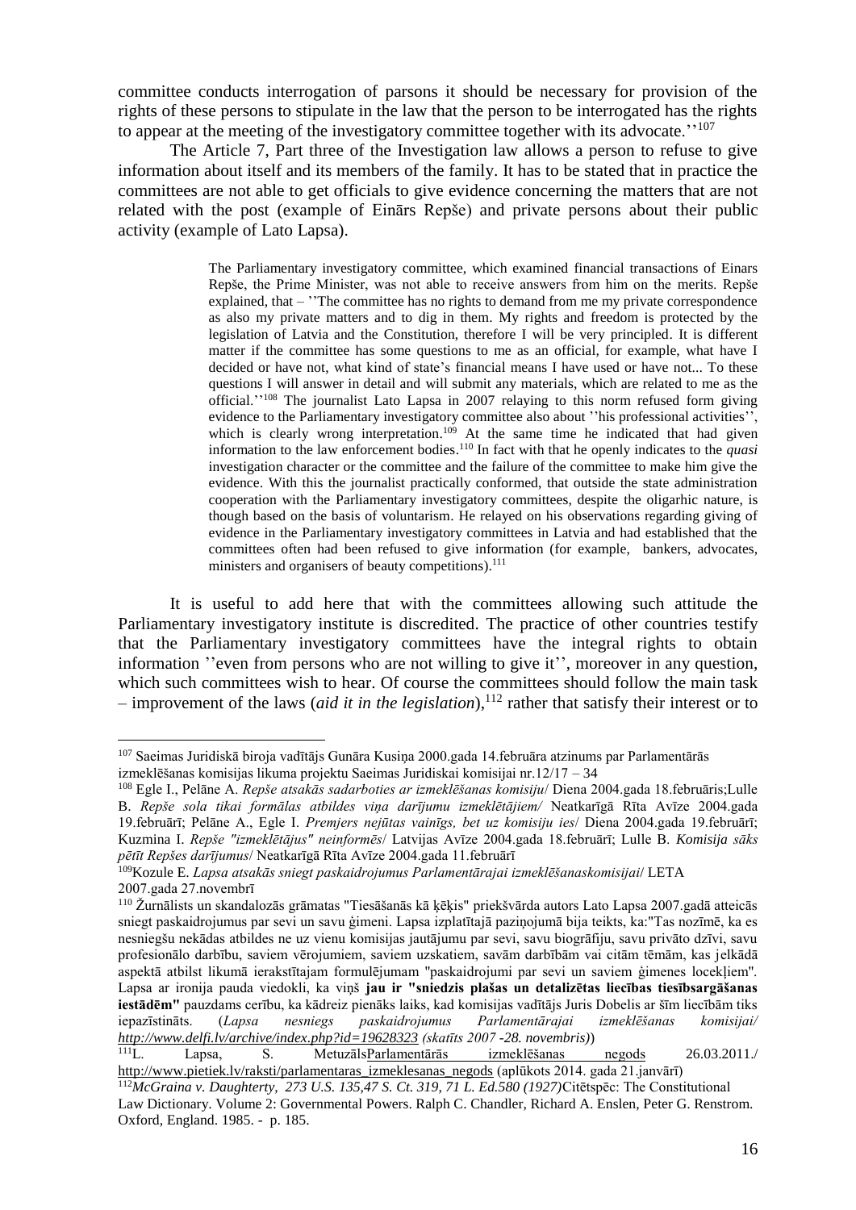committee conducts interrogation of parsons it should be necessary for provision of the rights of these persons to stipulate in the law that the person to be interrogated has the rights to appear at the meeting of the investigatory committee together with its advocate.''[107]

The Article 7, Part three of the Investigation law allows a person to refuse to give information about itself and its members of the family. It has to be stated that in practice the committees are not able to get officials to give evidence concerning the matters that are not related with the post (example of Einārs Repše) and private persons about their public activity (example of Lato Lapsa).

> The Parliamentary investigatory committee, which examined financial transactions of Einars Repše, the Prime Minister, was not able to receive answers from him on the merits. Repše explained, that – ''The committee has no rights to demand from me my private correspondence as also my private matters and to dig in them. My rights and freedom is protected by the legislation of Latvia and the Constitution, therefore I will be very principled. It is different matter if the committee has some questions to me as an official, for example, what have I decided or have not, what kind of state's financial means I have used or have not... To these questions I will answer in detail and will submit any materials, which are related to me as the official.''[108] The journalist Lato Lapsa in 2007 relaying to this norm refused form giving evidence to the Parliamentary investigatory committee also about ''his professional activities'', which is clearly wrong interpretation.[109] At the same time he indicated that had given information to the law enforcement bodies.[110] In fact with that he openly indicates to the *quasi* investigation character or the committee and the failure of the committee to make him give the evidence. With this the journalist practically conformed, that outside the state administration cooperation with the Parliamentary investigatory committees, despite the oligarhic nature, is though based on the basis of voluntarism. He relayed on his observations regarding giving of evidence in the Parliamentary investigatory committees in Latvia and had established that the committees often had been refused to give information (for example, bankers, advocates, ministers and organisers of beauty competitions).[111]

It is useful to add here that with the committees allowing such attitude the Parliamentary investigatory institute is discredited. The practice of other countries testify that the Parliamentary investigatory committees have the integral rights to obtain information ''even from persons who are not willing to give it'', moreover in any question, which such committees wish to hear. Of course the committees should follow the main task – improvement of the laws (*aid it in the legislation*),[112] rather that satisfy their interest or to

---

[107] Saeimas Juridiskā biroja vadītājs Gunāra Kusiņa 2000.gada 14.februāra atzinums par Parlamentārās izmeklēšanas komisijas likuma projektu Saeimas Juridiskai komisijai nr.12/17 – 34

[108] Egle I., Pelāne A. *Repše atsakās sadarboties ar izmeklēšanas komisiju*/ Diena 2004.gada 18.februāris;Lulle B. *Repše sola tikai formālas atbildes viņa darījumu izmeklētājiem/* Neatkarīgā Rīta Avīze 2004.gada 19.februārī; Pelāne A., Egle I. *Premjers nejūtas vainīgs, bet uz komisiju ies*/ Diena 2004.gada 19.februārī; Kuzmina I. *Repše "izmeklētājus" neinformēs*/ Latvijas Avīze 2004.gada 18.februārī; Lulle B. *Komisija sāks pētīt Repšes darījumus*/ Neatkarīgā Rīta Avīze 2004.gada 11.februārī

[109] Kozule E. *Lapsa atsakās sniegt paskaidrojumus Parlamentārajai izmeklēšanaskomisijai*/ LETA 2007.gada 27.novembrī

[110] Žurnālists un skandalozās grāmatas "Tiesāšanās kā ķēķis" priekšvārda autors Lato Lapsa 2007.gadā atteicās sniegt paskaidrojumus par sevi un savu ģimeni. Lapsa izplatītajā paziņojumā bija teikts, ka:"Tas nozīmē, ka es nesniegšu nekādas atbildes ne uz vienu komisijas jautājumu par sevi, savu biogrāfiju, savu privāto dzīvi, savu profesionālo darbību, saviem vērojumiem, saviem uzskatiem, savām darbībām vai citām tēmām, kas jelkādā aspektā atbilst likumā ierakstītajam formulējumam "paskaidrojumi par sevi un saviem ģimenes locekļiem". Lapsa ar ironija pauda viedokli, ka viņš **jau ir "sniedzis plašas un detalizētas liecības tiesībsargāšanas iestādēm"** pauzdams cerību, ka kādreiz pienāks laiks, kad komisijas vadītājs Juris Dobelis ar šīm liecībām tiks iepazīstināts. (*Lapsa nesniegs paskaidrojumus Parlamentārajai izmeklēšanas komisijai/ http://www.delfi.lv/archive/index.php?id=19628323 (skatīts 2007 -28. novembris)*)

[111] L. Lapsa, S. MetuzālsParlamentārās izmeklēšanas negods 26.03.2011./ http://www.pietiek.lv/raksti/parlamentaras_izmeklesanas_negods (aplūkots 2014. gada 21.janvārī)

[112] *McGraina v. Daughterty, 273 U.S. 135,47 S. Ct. 319, 71 L. Ed.580 (1927)*Citētspēc: The Constitutional Law Dictionary. Volume 2: Governmental Powers. Ralph C. Chandler, Richard A. Enslen, Peter G. Renstrom. Oxford, England. 1985. - p. 185.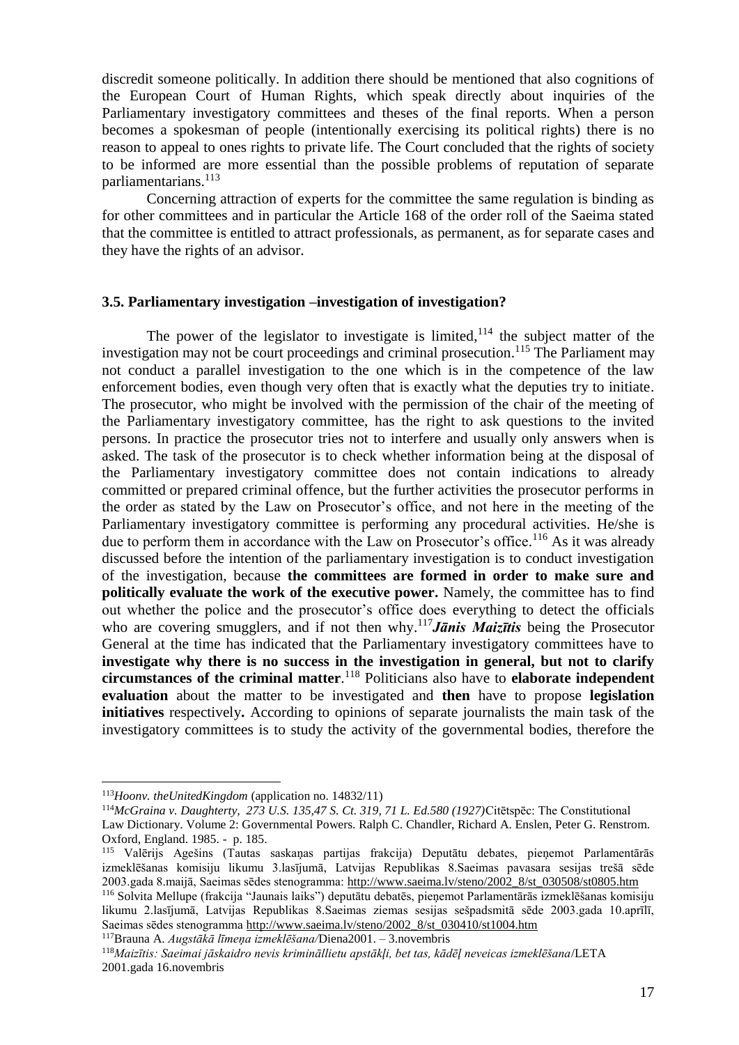discredit someone politically. In addition there should be mentioned that also cognitions of the European Court of Human Rights, which speak directly about inquiries of the Parliamentary investigatory committees and theses of the final reports. When a person becomes a spokesman of people (intentionally exercising its political rights) there is no reason to appeal to ones rights to private life. The Court concluded that the rights of society to be informed are more essential than the possible problems of reputation of separate parliamentarians.[113]

Concerning attraction of experts for the committee the same regulation is binding as for other committees and in particular the Article 168 of the order roll of the Saeima stated that the committee is entitled to attract professionals, as permanent, as for separate cases and they have the rights of an advisor.

### 3.5. Parliamentary investigation –investigation of investigation?

The power of the legislator to investigate is limited,[114] the subject matter of the investigation may not be court proceedings and criminal prosecution.[115] The Parliament may not conduct a parallel investigation to the one which is in the competence of the law enforcement bodies, even though very often that is exactly what the deputies try to initiate. The prosecutor, who might be involved with the permission of the chair of the meeting of the Parliamentary investigatory committee, has the right to ask questions to the invited persons. In practice the prosecutor tries not to interfere and usually only answers when is asked. The task of the prosecutor is to check whether information being at the disposal of the Parliamentary investigatory committee does not contain indications to already committed or prepared criminal offence, but the further activities the prosecutor performs in the order as stated by the Law on Prosecutor's office, and not here in the meeting of the Parliamentary investigatory committee is performing any procedural activities. He/she is due to perform them in accordance with the Law on Prosecutor's office.[116] As it was already discussed before the intention of the parliamentary investigation is to conduct investigation of the investigation, because **the committees are formed in order to make sure and politically evaluate the work of the executive power.** Namely, the committee has to find out whether the police and the prosecutor's office does everything to detect the officials who are covering smugglers, and if not then why.[117]***Jānis Maizītis*** being the Prosecutor General at the time has indicated that the Parliamentary investigatory committees have to **investigate why there is no success in the investigation in general, but not to clarify circumstances of the criminal matter**.[118] Politicians also have to **elaborate independent evaluation** about the matter to be investigated and **then** have to propose **legislation initiatives** respectively**.** According to opinions of separate journalists the main task of the investigatory committees is to study the activity of the governmental bodies, therefore the

---

[113]*Hoonv. theUnitedKingdom* (application no. 14832/11)

[114]*McGraina v. Daughterty, 273 U.S. 135,47 S. Ct. 319, 71 L. Ed.580 (1927)*Citētspēc: The Constitutional Law Dictionary. Volume 2: Governmental Powers. Ralph C. Chandler, Richard A. Enslen, Peter G. Renstrom. Oxford, England. 1985. - p. 185.

[115] Valērijs Agešins (Tautas saskaņas partijas frakcija) Deputātu debates, pieņemot Parlamentārās izmeklēšanas komisiju likumu 3.lasījumā, Latvijas Republikas 8.Saeimas pavasara sesijas trešā sēde 2003.gada 8.maijā, Saeimas sēdes stenogramma: http://www.saeima.lv/steno/2002_8/st_030508/st0805.htm

[116] Solvita Mellupe (frakcija "Jaunais laiks") deputātu debatēs, pieņemot Parlamentārās izmeklēšanas komisiju likumu 2.lasījumā, Latvijas Republikas 8.Saeimas ziemas sesijas sešpadsmitā sēde 2003.gada 10.aprīlī, Saeimas sēdes stenogramma http://www.saeima.lv/steno/2002_8/st_030410/st1004.htm

[117]Brauna A. *Augstākā līmeņa izmeklēšana/*Diena2001. – 3.novembris

[118]*Maizītis: Saeimai jāskaidro nevis krimināllietu apstākļi, bet tas, kādēļ neveicas izmeklēšana*/LETA 2001.gada 16.novembris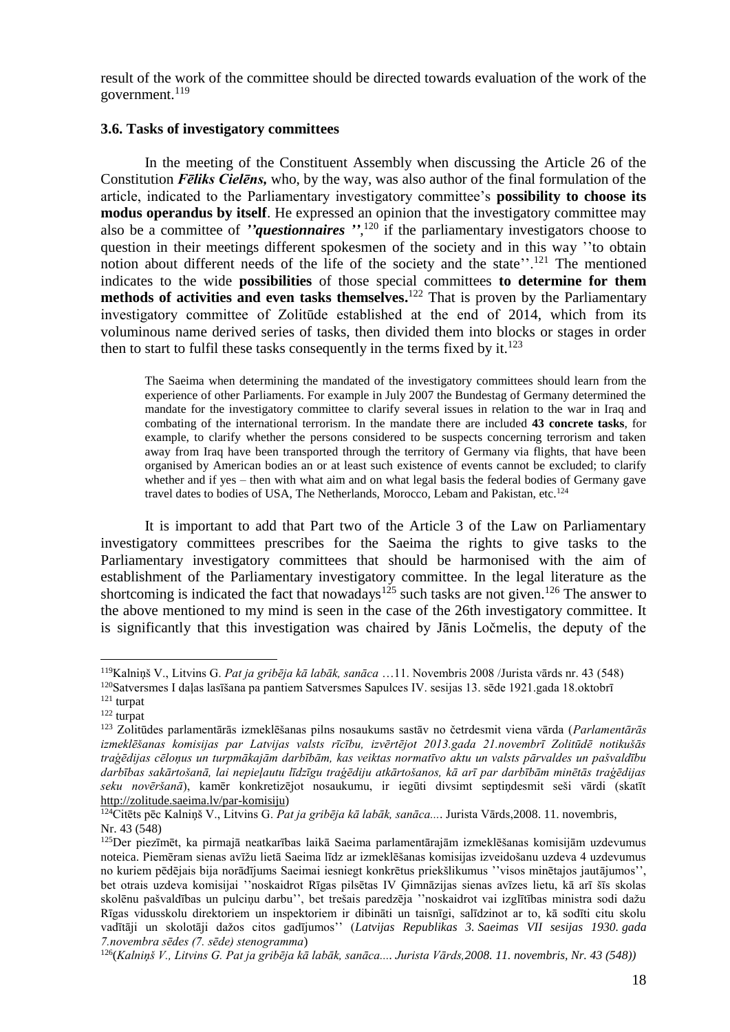result of the work of the committee should be directed towards evaluation of the work of the government.[119]

### 3.6. Tasks of investigatory committees

In the meeting of the Constituent Assembly when discussing the Article 26 of the Constitution ***Fēliks Cielēns,*** who, by the way, was also author of the final formulation of the article, indicated to the Parliamentary investigatory committee's **possibility to choose its modus operandus by itself**. He expressed an opinion that the investigatory committee may also be a committee of ***''questionnaires ''***,[120] if the parliamentary investigators choose to question in their meetings different spokesmen of the society and in this way ''to obtain notion about different needs of the life of the society and the state''.[121] The mentioned indicates to the wide **possibilities** of those special committees **to determine for them methods of activities and even tasks themselves.**[122] That is proven by the Parliamentary investigatory committee of Zolitūde established at the end of 2014, which from its voluminous name derived series of tasks, then divided them into blocks or stages in order then to start to fulfil these tasks consequently in the terms fixed by it.[123]

> The Saeima when determining the mandated of the investigatory committees should learn from the experience of other Parliaments. For example in July 2007 the Bundestag of Germany determined the mandate for the investigatory committee to clarify several issues in relation to the war in Iraq and combating of the international terrorism. In the mandate there are included **43 concrete tasks**, for example, to clarify whether the persons considered to be suspects concerning terrorism and taken away from Iraq have been transported through the territory of Germany via flights, that have been organised by American bodies an or at least such existence of events cannot be excluded; to clarify whether and if yes – then with what aim and on what legal basis the federal bodies of Germany gave travel dates to bodies of USA, The Netherlands, Morocco, Lebam and Pakistan, etc.[124]

It is important to add that Part two of the Article 3 of the Law on Parliamentary investigatory committees prescribes for the Saeima the rights to give tasks to the Parliamentary investigatory committees that should be harmonised with the aim of establishment of the Parliamentary investigatory committee. In the legal literature as the shortcoming is indicated the fact that nowadays[125] such tasks are not given.[126] The answer to the above mentioned to my mind is seen in the case of the 26th investigatory committee. It is significantly that this investigation was chaired by Jānis Ločmelis, the deputy of the

---

[119] Kalniņš V., Litvins G. *Pat ja gribēja kā labāk, sanāca* …11. Novembris 2008 /Jurista vārds nr. 43 (548)

[120] Satversmes I daļas lasīšana pa pantiem Satversmes Sapulces IV. sesijas 13. sēde 1921.gada 18.oktobrī

[121] turpat

[122] turpat

[123] Zolitūdes parlamentārās izmeklēšanas pilns nosaukums sastāv no četrdesmit viena vārda (*Parlamentārās izmeklēšanas komisijas par Latvijas valsts rīcību, izvērtējot 2013.gada 21.novembrī Zolitūdē notikušās traģēdijas cēloņus un turpmākajām darbībām, kas veiktas normatīvo aktu un valsts pārvaldes un pašvaldību darbības sakārtošanā, lai nepieļautu līdzīgu traģēdiju atkārtošanos, kā arī par darbībām minētās traģēdijas seku novēršanā*), kamēr konkretizējot nosaukumu, ir iegūti divsimt septiņdesmit seši vārdi (skatīt http://zolitude.saeima.lv/par-komisiju)

[124] Citēts pēc Kalniņš V., Litvins G. *Pat ja gribēja kā labāk, sanāca....* Jurista Vārds,2008. 11. novembris, Nr. 43 (548)

[125] Der piezīmēt, ka pirmajā neatkarības laikā Saeima parlamentārajām izmeklēšanas komisijām uzdevumus noteica. Piemēram sienas avīžu lietā Saeima līdz ar izmeklēšanas komisijas izveidošanu uzdeva 4 uzdevumus no kuriem pēdējais bija norādījums Saeimai iesniegt konkrētus priekšlikumus ''visos minētajos jautājumos'', bet otrais uzdeva komisijai ''noskaidrot Rīgas pilsētas IV Ģimnāzijas sienas avīzes lietu, kā arī šīs skolas skolēnu pašvaldības un pulciņu darbu'', bet trešais paredzēja ''noskaidrot vai izglītības ministra sodi dažu Rīgas vidusskolu direktoriem un inspektoriem ir dibināti un taisnīgi, salīdzinot ar to, kā sodīti citu skolu vadītāji un skolotāji dažos citos gadījumos'' (*Latvijas Republikas 3. Saeimas VII sesijas 1930. gada 7.novembra sēdes (7. sēde) stenogramma*)

[126] (*Kalniņš V., Litvins G. Pat ja gribēja kā labāk, sanāca.... Jurista Vārds,2008. 11. novembris, Nr. 43 (548)*)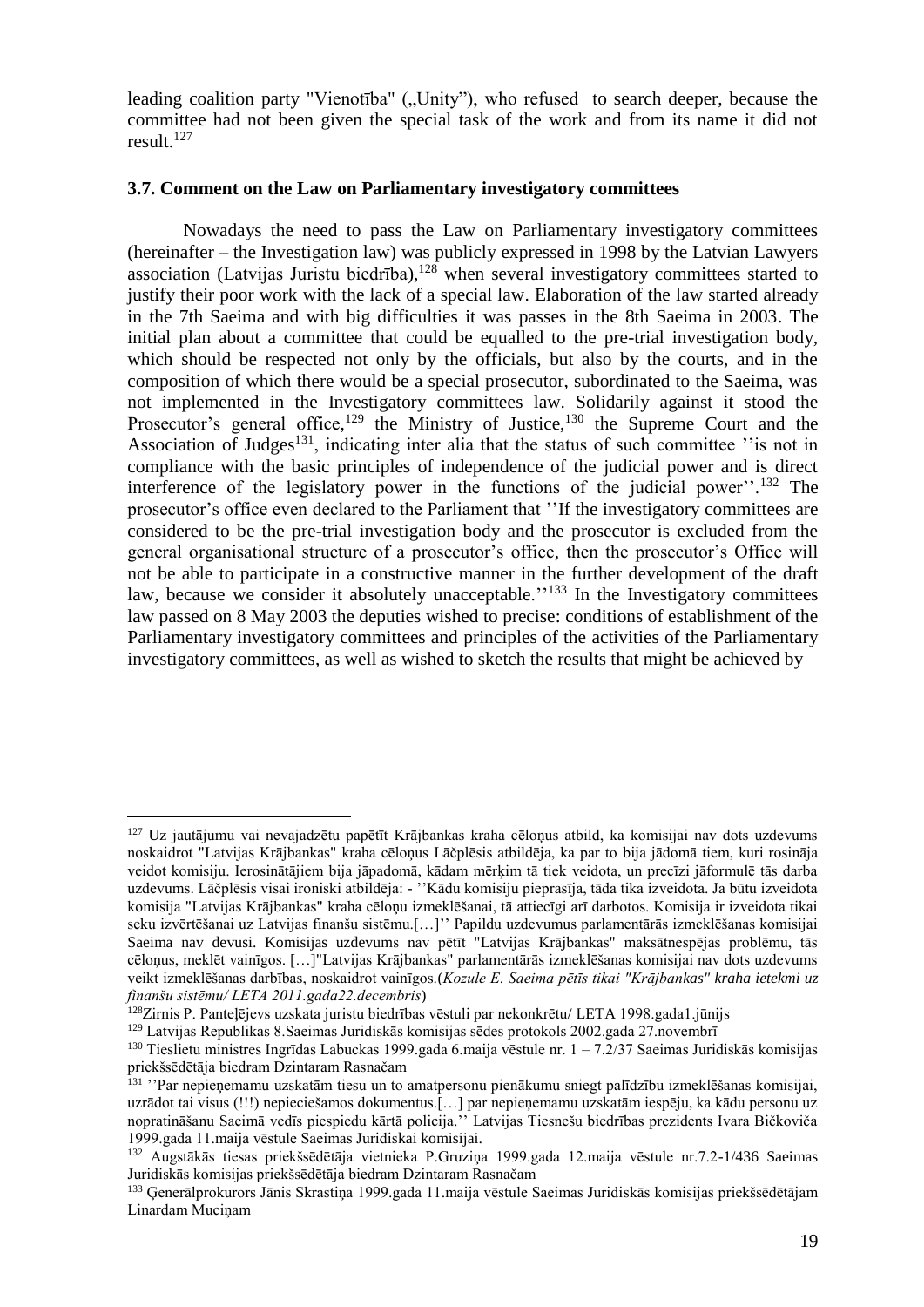leading coalition party "Vienotība" („Unity"), who refused to search deeper, because the committee had not been given the special task of the work and from its name it did not result.[127]

### 3.7. Comment on the Law on Parliamentary investigatory committees

Nowadays the need to pass the Law on Parliamentary investigatory committees (hereinafter – the Investigation law) was publicly expressed in 1998 by the Latvian Lawyers association (Latvijas Juristu biedrība),[128] when several investigatory committees started to justify their poor work with the lack of a special law. Elaboration of the law started already in the 7th Saeima and with big difficulties it was passes in the 8th Saeima in 2003. The initial plan about a committee that could be equalled to the pre-trial investigation body, which should be respected not only by the officials, but also by the courts, and in the composition of which there would be a special prosecutor, subordinated to the Saeima, was not implemented in the Investigatory committees law. Solidarily against it stood the Prosecutor's general office,[129] the Ministry of Justice,[130] the Supreme Court and the Association of Judges[131], indicating inter alia that the status of such committee ''is not in compliance with the basic principles of independence of the judicial power and is direct interference of the legislatory power in the functions of the judicial power''.[132] The prosecutor's office even declared to the Parliament that ''If the investigatory committees are considered to be the pre-trial investigation body and the prosecutor is excluded from the general organisational structure of a prosecutor's office, then the prosecutor's Office will not be able to participate in a constructive manner in the further development of the draft law, because we consider it absolutely unacceptable.''[133] In the Investigatory committees law passed on 8 May 2003 the deputies wished to precise: conditions of establishment of the Parliamentary investigatory committees and principles of the activities of the Parliamentary investigatory committees, as well as wished to sketch the results that might be achieved by

---

[127] Uz jautājumu vai nevajadzētu papētīt Krājbankas kraha cēloņus atbild, ka komisijai nav dots uzdevums noskaidrot "Latvijas Krājbankas" kraha cēloņus Lāčplēsis atbildēja, ka par to bija jādomā tiem, kuri rosināja veidot komisiju. Ierosinātājiem bija jāpadomā, kādam mērķim tā tiek veidota, un precīzi jāformulē tās darba uzdevums. Lāčplēsis visai ironiski atbildēja: - ''Kādu komisiju pieprasīja, tāda tika izveidota. Ja būtu izveidota komisija "Latvijas Krājbankas" kraha cēloņu izmeklēšanai, tā attiecīgi arī darbotos. Komisija ir izveidota tikai seku izvērtēšanai uz Latvijas finanšu sistēmu.[…]'' Papildu uzdevumus parlamentārās izmeklēšanas komisijai Saeima nav devusi. Komisijas uzdevums nav pētīt "Latvijas Krājbankas" maksātnespējas problēmu, tās cēloņus, meklēt vainīgos. […]"Latvijas Krājbankas" parlamentārās izmeklēšanas komisijai nav dots uzdevums veikt izmeklēšanas darbības, noskaidrot vainīgos.(*Kozule E. Saeima pētīs tikai "Krājbankas" kraha ietekmi uz finanšu sistēmu/ LETA 2011.gada22.decembris*)

[128] Zirnis P. Panteļējevs uzskata juristu biedrības vēstuli par nekonkrētu/ LETA 1998.gada1.jūnijs

[129] Latvijas Republikas 8.Saeimas Juridiskās komisijas sēdes protokols 2002.gada 27.novembrī

[130] Tieslietu ministres Ingrīdas Labuckas 1999.gada 6.maija vēstule nr. 1 – 7.2/37 Saeimas Juridiskās komisijas priekšsēdētāja biedram Dzintaram Rasnačam

[131] ''Par nepieņemamu uzskatām tiesu un to amatpersonu pienākumu sniegt palīdzību izmeklēšanas komisijai, uzrādot tai visus (!!!) nepieciešamos dokumentus.[…] par nepieņemamu uzskatām iespēju, ka kādu personu uz nopratināšanu Saeimā vedīs piespiedu kārtā policija.'' Latvijas Tiesnešu biedrības prezidents Ivara Bičkoviča 1999.gada 11.maija vēstule Saeimas Juridiskai komisijai.

[132] Augstākās tiesas priekšsēdētāja vietnieka P.Gruziņa 1999.gada 12.maija vēstule nr.7.2-1/436 Saeimas Juridiskās komisijas priekšsēdētāja biedram Dzintaram Rasnačam

[133] Ģenerālprokurors Jānis Skrastiņa 1999.gada 11.maija vēstule Saeimas Juridiskās komisijas priekšsēdētājam Linardam Muciņam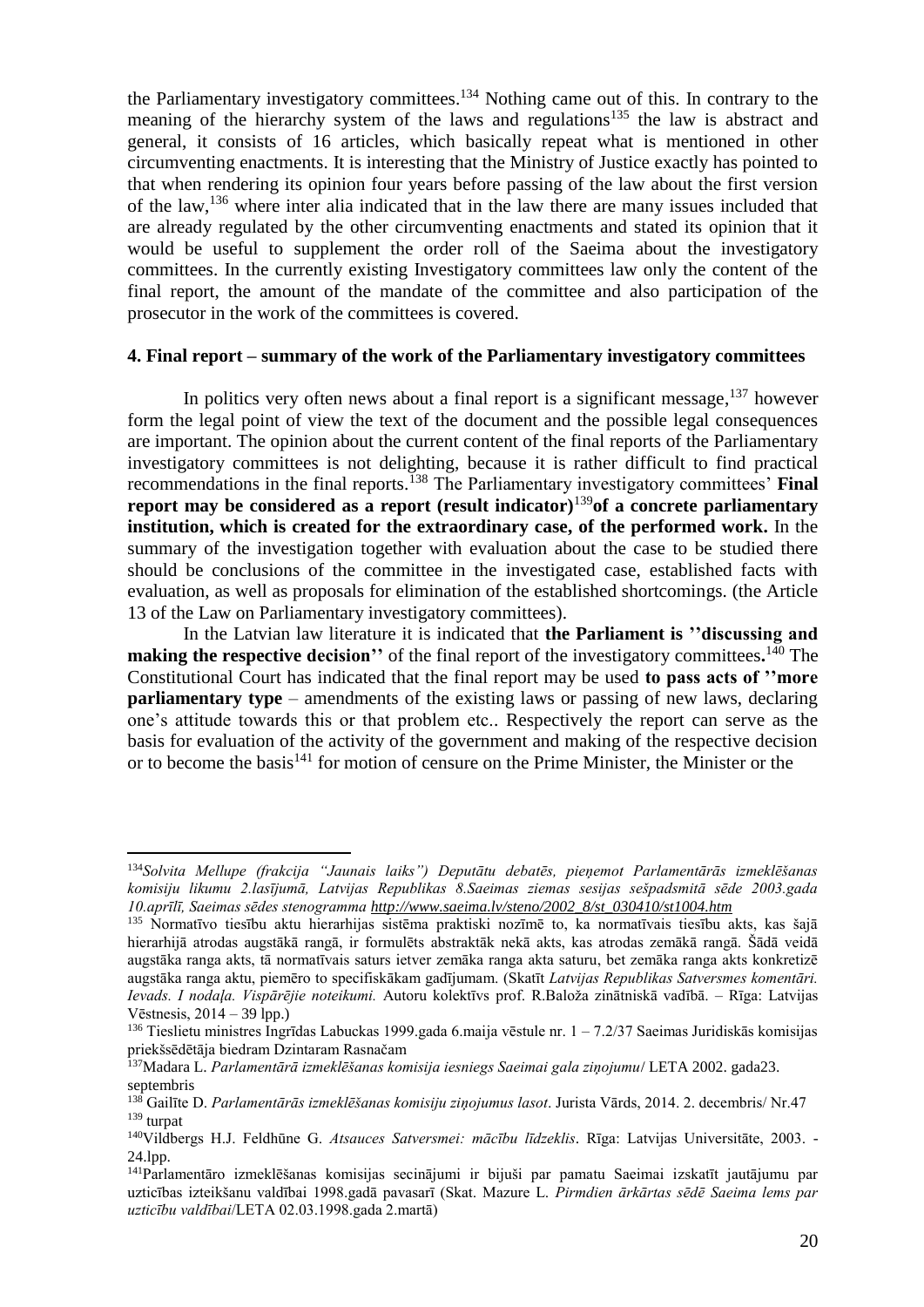the Parliamentary investigatory committees.[134] Nothing came out of this. In contrary to the meaning of the hierarchy system of the laws and regulations[135] the law is abstract and general, it consists of 16 articles, which basically repeat what is mentioned in other circumventing enactments. It is interesting that the Ministry of Justice exactly has pointed to that when rendering its opinion four years before passing of the law about the first version of the law,[136] where inter alia indicated that in the law there are many issues included that are already regulated by the other circumventing enactments and stated its opinion that it would be useful to supplement the order roll of the Saeima about the investigatory committees. In the currently existing Investigatory committees law only the content of the final report, the amount of the mandate of the committee and also participation of the prosecutor in the work of the committees is covered.

### 4. Final report – summary of the work of the Parliamentary investigatory committees

In politics very often news about a final report is a significant message,[137] however form the legal point of view the text of the document and the possible legal consequences are important. The opinion about the current content of the final reports of the Parliamentary investigatory committees is not delighting, because it is rather difficult to find practical recommendations in the final reports.[138] The Parliamentary investigatory committees' **Final report may be considered as a report (result indicator)**[139]**of a concrete parliamentary institution, which is created for the extraordinary case, of the performed work.** In the summary of the investigation together with evaluation about the case to be studied there should be conclusions of the committee in the investigated case, established facts with evaluation, as well as proposals for elimination of the established shortcomings. (the Article 13 of the Law on Parliamentary investigatory committees).

In the Latvian law literature it is indicated that **the Parliament is ''discussing and making the respective decision''** of the final report of the investigatory committees**.**[140] The Constitutional Court has indicated that the final report may be used **to pass acts of ''more parliamentary type** – amendments of the existing laws or passing of new laws, declaring one's attitude towards this or that problem etc.. Respectively the report can serve as the basis for evaluation of the activity of the government and making of the respective decision or to become the basis[141] for motion of censure on the Prime Minister, the Minister or the

---

[134] *Solvita Mellupe (frakcija "Jaunais laiks") Deputātu debatēs, pieņemot Parlamentārās izmeklēšanas komisiju likumu 2.lasījumā, Latvijas Republikas 8.Saeimas ziemas sesijas sešpadsmitā sēde 2003.gada 10.aprīlī, Saeimas sēdes stenogramma http://www.saeima.lv/steno/2002_8/st_030410/st1004.htm*

[135] Normatīvo tiesību aktu hierarhijas sistēma praktiski nozīmē to, ka normatīvais tiesību akts, kas šajā hierarhijā atrodas augstākā rangā, ir formulēts abstraktāk nekā akts, kas atrodas zemākā rangā. Šādā veidā augstāka ranga akts, tā normatīvais saturs ietver zemāka ranga akta saturu, bet zemāka ranga akts konkretizē augstāka ranga aktu, piemēro to specifiskākam gadījumam. (Skatīt *Latvijas Republikas Satversmes komentāri. Ievads. I nodaļa. Vispārējie noteikumi.* Autoru kolektīvs prof. R.Baloža zinātniskā vadībā. – Rīga: Latvijas Vēstnesis, 2014 – 39 lpp.)

[136] Tieslietu ministres Ingrīdas Labuckas 1999.gada 6.maija vēstule nr. 1 – 7.2/37 Saeimas Juridiskās komisijas priekšsēdētāja biedram Dzintaram Rasnačam

[137] Madara L. *Parlamentārā izmeklēšanas komisija iesniegs Saeimai gala ziņojumu*/ LETA 2002. gada23. septembris

[138] Gailīte D. *Parlamentārās izmeklēšanas komisiju ziņojumus lasot*. Jurista Vārds, 2014. 2. decembris/ Nr.47

[139] turpat

[140] Vildbergs H.J. Feldhūne G. *Atsauces Satversmei: mācību līdzeklis*. Rīga: Latvijas Universitāte, 2003. - 24.lpp.

[141] Parlamentāro izmeklēšanas komisijas secinājumi ir bijuši par pamatu Saeimai izskatīt jautājumu par uzticības izteikšanu valdībai 1998.gadā pavasarī (Skat. Mazure L. *Pirmdien ārkārtas sēdē Saeima lems par uzticību valdībai*/LETA 02.03.1998.gada 2.martā)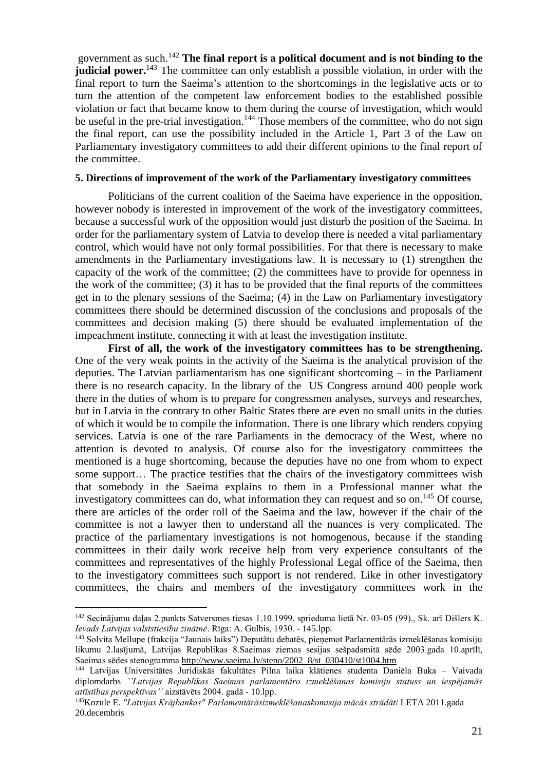government as such.[142] **The final report is a political document and is not binding to the judicial power.**[143] The committee can only establish a possible violation, in order with the final report to turn the Saeima's attention to the shortcomings in the legislative acts or to turn the attention of the competent law enforcement bodies to the established possible violation or fact that became know to them during the course of investigation, which would be useful in the pre-trial investigation.[144] Those members of the committee, who do not sign the final report, can use the possibility included in the Article 1, Part 3 of the Law on Parliamentary investigatory committees to add their different opinions to the final report of the committee.

**5. Directions of improvement of the work of the Parliamentary investigatory committees**

Politicians of the current coalition of the Saeima have experience in the opposition, however nobody is interested in improvement of the work of the investigatory committees, because a successful work of the opposition would just disturb the position of the Saeima. In order for the parliamentary system of Latvia to develop there is needed a vital parliamentary control, which would have not only formal possibilities. For that there is necessary to make amendments in the Parliamentary investigations law. It is necessary to (1) strengthen the capacity of the work of the committee; (2) the committees have to provide for openness in the work of the committee; (3) it has to be provided that the final reports of the committees get in to the plenary sessions of the Saeima; (4) in the Law on Parliamentary investigatory committees there should be determined discussion of the conclusions and proposals of the committees and decision making (5) there should be evaluated implementation of the impeachment institute, connecting it with at least the investigation institute.

**First of all, the work of the investigatory committees has to be strengthening.** One of the very weak points in the activity of the Saeima is the analytical provision of the deputies. The Latvian parliamentarism has one significant shortcoming – in the Parliament there is no research capacity. In the library of the US Congress around 400 people work there in the duties of whom is to prepare for congressmen analyses, surveys and researches, but in Latvia in the contrary to other Baltic States there are even no small units in the duties of which it would be to compile the information. There is one library which renders copying services. Latvia is one of the rare Parliaments in the democracy of the West, where no attention is devoted to analysis. Of course also for the investigatory committees the mentioned is a huge shortcoming, because the deputies have no one from whom to expect some support… The practice testifies that the chairs of the investigatory committees wish that somebody in the Saeima explains to them in a Professional manner what the investigatory committees can do, what information they can request and so on.[145] Of course, there are articles of the order roll of the Saeima and the law, however if the chair of the committee is not a lawyer then to understand all the nuances is very complicated. The practice of the parliamentary investigations is not homogenous, because if the standing committees in their daily work receive help from very experience consultants of the committees and representatives of the highly Professional Legal office of the Saeima, then to the investigatory committees such support is not rendered. Like in other investigatory committees, the chairs and members of the investigatory committees work in the

---

[142] Secinājumu daļas 2.punkts Satversmes tiesas 1.10.1999. sprieduma lietā Nr. 03-05 (99)., Sk. arī Dišlers K. *Ievads Latvijas valststiesību zinātnē*. Rīga: A. Gulbis, 1930. - 145.lpp.

[143] Solvita Mellupe (frakcija "Jaunais laiks") Deputātu debatēs, pieņemot Parlamentārās izmeklēšanas komisiju likumu 2.lasījumā, Latvijas Republikas 8.Saeimas ziemas sesijas sešpadsmitā sēde 2003.gada 10.aprīlī, Saeimas sēdes stenogramma http://www.saeima.lv/steno/2002_8/st_030410/st1004.htm

[144] Latvijas Universitātes Juridiskās fakultātes Pilna laika klātienes studenta Daniēla Buka – Vaivada diplomdarbs *''Latvijas Republikas Saeimas parlamentāro izmeklēšanas komisiju statuss un iespējamās attīstības perspektīvas''* aizstāvēts 2004. gadā - 10.lpp.

[145] Kozule E. *"Latvijas Krājbankas" Parlamentārāsizmeklēšanaskomisija mācās strādāt*/ LETA 2011.gada 20.decembris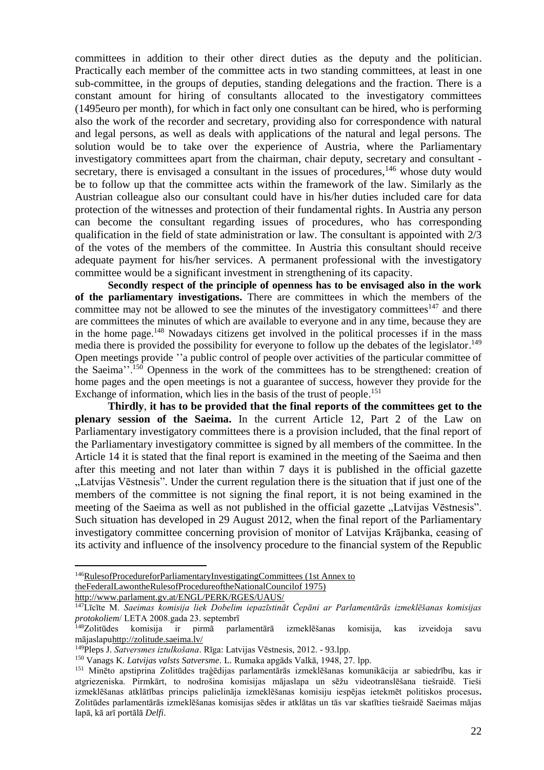committees in addition to their other direct duties as the deputy and the politician. Practically each member of the committee acts in two standing committees, at least in one sub-committee, in the groups of deputies, standing delegations and the fraction. There is a constant amount for hiring of consultants allocated to the investigatory committees (1495euro per month), for which in fact only one consultant can be hired, who is performing also the work of the recorder and secretary, providing also for correspondence with natural and legal persons, as well as deals with applications of the natural and legal persons. The solution would be to take over the experience of Austria, where the Parliamentary investigatory committees apart from the chairman, chair deputy, secretary and consultant - secretary, there is envisaged a consultant in the issues of procedures,[146] whose duty would be to follow up that the committee acts within the framework of the law. Similarly as the Austrian colleague also our consultant could have in his/her duties included care for data protection of the witnesses and protection of their fundamental rights. In Austria any person can become the consultant regarding issues of procedures, who has corresponding qualification in the field of state administration or law. The consultant is appointed with 2/3 of the votes of the members of the committee. In Austria this consultant should receive adequate payment for his/her services. A permanent professional with the investigatory committee would be a significant investment in strengthening of its capacity.

**Secondly respect of the principle of openness has to be envisaged also in the work of the parliamentary investigations.** There are committees in which the members of the committee may not be allowed to see the minutes of the investigatory committees[147] and there are committees the minutes of which are available to everyone and in any time, because they are in the home page.[148] Nowadays citizens get involved in the political processes if in the mass media there is provided the possibility for everyone to follow up the debates of the legislator.[149] Open meetings provide ''a public control of people over activities of the particular committee of the Saeima''.[150] Openness in the work of the committees has to be strengthened: creation of home pages and the open meetings is not a guarantee of success, however they provide for the Exchange of information, which lies in the basis of the trust of people.[151]

**Thirdly**, **it has to be provided that the final reports of the committees get to the plenary session of the Saeima.** In the current Article 12, Part 2 of the Law on Parliamentary investigatory committees there is a provision included, that the final report of the Parliamentary investigatory committee is signed by all members of the committee. In the Article 14 it is stated that the final report is examined in the meeting of the Saeima and then after this meeting and not later than within 7 days it is published in the official gazette „Latvijas Vēstnesis". Under the current regulation there is the situation that if just one of the members of the committee is not signing the final report, it is not being examined in the meeting of the Saeima as well as not published in the official gazette „Latvijas Vēstnesis". Such situation has developed in 29 August 2012, when the final report of the Parliamentary investigatory committee concerning provision of monitor of Latvijas Krājbanka, ceasing of its activity and influence of the insolvency procedure to the financial system of the Republic

---

[146] RulesofProcedureforParliamentaryInvestigatingCommittees (1st Annex to theFederalLawontheRulesofProcedureoftheNationalCouncilof 1975) http://www.parlament.gv.at/ENGL/PERK/RGES/UAUS/

[147] Līcīte M. *Saeimas komisija liek Dobelim iepazīstināt Čepāni ar Parlamentārās izmeklēšanas komisijas protokoliem*/ LETA 2008.gada 23. septembrī

[148] Zolitūdes komisija ir pirmā parlamentārā izmeklēšanas komisija, kas izveidoja savu mājaslapuhttp://zolitude.saeima.lv/

[149] Pleps J. *Satversmes iztulkošana*. Rīga: Latvijas Vēstnesis, 2012. - 93.lpp.

[150] Vanags K. *Latvijas valsts Satversme*. L. Rumaka apgāds Valkā, 1948, 27. lpp.

[151] Minēto apstiprina Zolitūdes traģēdijas parlamentārās izmeklēšanas komunikācija ar sabiedrību, kas ir atgriezeniska. Pirmkārt, to nodrošina komisijas mājaslapa un sēžu videotranslēšana tiešraidē. Tieši izmeklēšanas atklātības princips palielināja izmeklēšanas komisiju iespējas ietekmēt politiskos procesus**.** Zolitūdes parlamentārās izmeklēšanas komisijas sēdes ir atklātas un tās var skatīties tiešraidē Saeimas mājas lapā, kā arī portālā *Delfi*.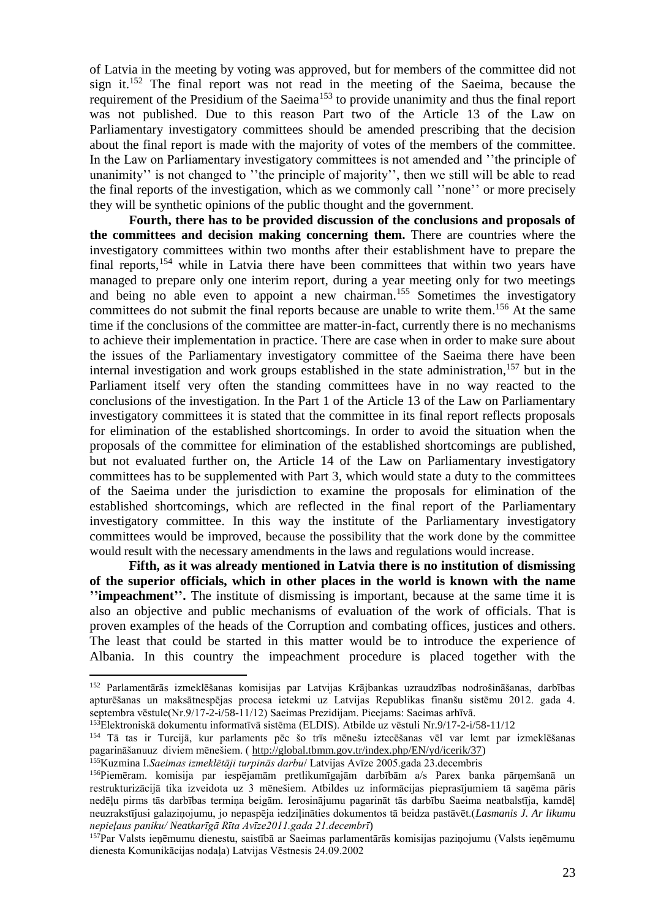of Latvia in the meeting by voting was approved, but for members of the committee did not sign it.[152] The final report was not read in the meeting of the Saeima, because the requirement of the Presidium of the Saeima[153] to provide unanimity and thus the final report was not published. Due to this reason Part two of the Article 13 of the Law on Parliamentary investigatory committees should be amended prescribing that the decision about the final report is made with the majority of votes of the members of the committee. In the Law on Parliamentary investigatory committees is not amended and ''the principle of unanimity'' is not changed to ''the principle of majority'', then we still will be able to read the final reports of the investigation, which as we commonly call ''none'' or more precisely they will be synthetic opinions of the public thought and the government.

**Fourth, there has to be provided discussion of the conclusions and proposals of the committees and decision making concerning them.** There are countries where the investigatory committees within two months after their establishment have to prepare the final reports,[154] while in Latvia there have been committees that within two years have managed to prepare only one interim report, during a year meeting only for two meetings and being no able even to appoint a new chairman.[155] Sometimes the investigatory committees do not submit the final reports because are unable to write them.[156] At the same time if the conclusions of the committee are matter-in-fact, currently there is no mechanisms to achieve their implementation in practice. There are case when in order to make sure about the issues of the Parliamentary investigatory committee of the Saeima there have been internal investigation and work groups established in the state administration,[157] but in the Parliament itself very often the standing committees have in no way reacted to the conclusions of the investigation. In the Part 1 of the Article 13 of the Law on Parliamentary investigatory committees it is stated that the committee in its final report reflects proposals for elimination of the established shortcomings. In order to avoid the situation when the proposals of the committee for elimination of the established shortcomings are published, but not evaluated further on, the Article 14 of the Law on Parliamentary investigatory committees has to be supplemented with Part 3, which would state a duty to the committees of the Saeima under the jurisdiction to examine the proposals for elimination of the established shortcomings, which are reflected in the final report of the Parliamentary investigatory committee. In this way the institute of the Parliamentary investigatory committees would be improved, because the possibility that the work done by the committee would result with the necessary amendments in the laws and regulations would increase.

**Fifth, as it was already mentioned in Latvia there is no institution of dismissing of the superior officials, which in other places in the world is known with the name ''impeachment''.** The institute of dismissing is important, because at the same time it is also an objective and public mechanisms of evaluation of the work of officials. That is proven examples of the heads of the Corruption and combating offices, justices and others. The least that could be started in this matter would be to introduce the experience of Albania. In this country the impeachment procedure is placed together with the

---

[152] Parlamentārās izmeklēšanas komisijas par Latvijas Krājbankas uzraudzības nodrošināšanas, darbības apturēšanas un maksātnespējas procesa ietekmi uz Latvijas Republikas finanšu sistēmu 2012. gada 4. septembra vēstule(Nr.9/17-2-i/58-11/12) Saeimas Prezidijam. Pieejams: Saeimas arhīvā.

[153] Elektroniskā dokumentu informatīvā sistēma (ELDIS). Atbilde uz vēstuli Nr.9/17-2-i/58-11/12

[154] Tā tas ir Turcijā, kur parlaments pēc šo trīs mēnešu iztecēšanas vēl var lemt par izmeklēšanas pagarināšanuuz diviem mēnešiem. ( http://global.tbmm.gov.tr/index.php/EN/yd/icerik/37)

[155] Kuzmina I.*Saeimas izmeklētāji turpinās darbu*/ Latvijas Avīze 2005.gada 23.decembris

[156] Piemēram. komisija par iespējamām pretlikumīgajām darbībām a/s Parex banka pārņemšanā un restrukturizācijā tika izveidota uz 3 mēnešiem. Atbildes uz informācijas pieprasījumiem tā saņēma pāris nedēļu pirms tās darbības termiņa beigām. Ierosinājumu pagarināt tās darbību Saeima neatbalstīja, kamdēļ neuzrakstījusi galaziņojumu, jo nepaspēja iedziļināties dokumentos tā beidza pastāvēt.(*Lasmanis J. Ar likumu nepieļaus paniku/ Neatkarīgā Rīta Avīze2011.gada 21.decembrī*)

[157] Par Valsts ieņēmumu dienestu, saistībā ar Saeimas parlamentārās komisijas paziņojumu (Valsts ieņēmumu dienesta Komunikācijas nodaļa) Latvijas Vēstnesis 24.09.2002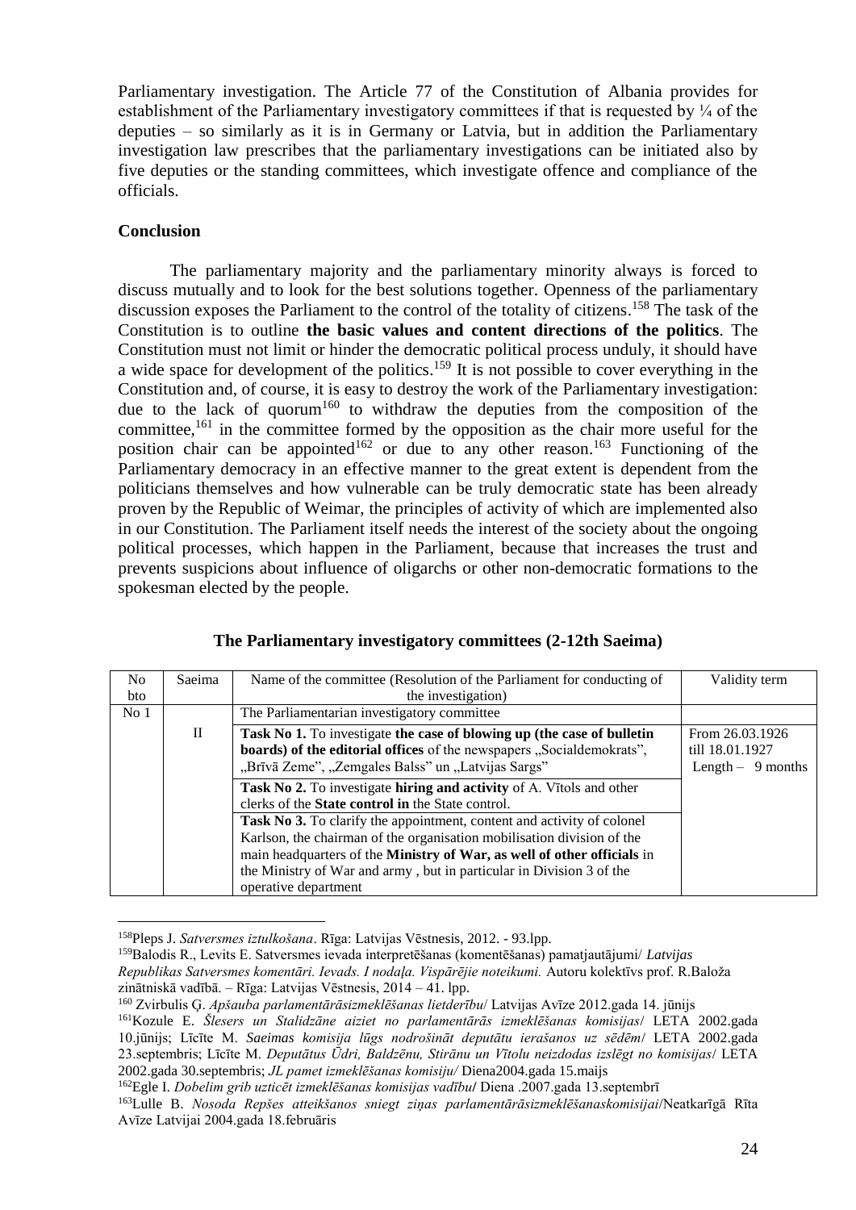Parliamentary investigation. The Article 77 of the Constitution of Albania provides for establishment of the Parliamentary investigatory committees if that is requested by ¼ of the deputies – so similarly as it is in Germany or Latvia, but in addition the Parliamentary investigation law prescribes that the parliamentary investigations can be initiated also by five deputies or the standing committees, which investigate offence and compliance of the officials.

**Conclusion**

The parliamentary majority and the parliamentary minority always is forced to discuss mutually and to look for the best solutions together. Openness of the parliamentary discussion exposes the Parliament to the control of the totality of citizens.[158] The task of the Constitution is to outline **the basic values and content directions of the politics**. The Constitution must not limit or hinder the democratic political process unduly, it should have a wide space for development of the politics.[159] It is not possible to cover everything in the Constitution and, of course, it is easy to destroy the work of the Parliamentary investigation: due to the lack of quorum[160] to withdraw the deputies from the composition of the committee,[161] in the committee formed by the opposition as the chair more useful for the position chair can be appointed[162] or due to any other reason.[163] Functioning of the Parliamentary democracy in an effective manner to the great extent is dependent from the politicians themselves and how vulnerable can be truly democratic state has been already proven by the Republic of Weimar, the principles of activity of which are implemented also in our Constitution. The Parliament itself needs the interest of the society about the ongoing political processes, which happen in the Parliament, because that increases the trust and prevents suspicions about influence of oligarchs or other non-democratic formations to the spokesman elected by the people.

**The Parliamentary investigatory committees (2-12th Saeima)**

| No bto | Saeima | Name of the committee (Resolution of the Parliament for conducting of the investigation) | Validity term |
|---|---|---|---|
| No 1 | | The Parliamentarian investigatory committee | |
| | II | **Task No 1.** To investigate **the case of blowing up (the case of bulletin boards) of the editorial offices** of the newspapers „Socialdemokrats", „Brīvā Zeme", „Zemgales Balss" un „Latvijas Sargs" | From 26.03.1926 till 18.01.1927 Length – 9 months |
| | | **Task No 2.** To investigate **hiring and activity** of A. Vītols and other clerks of the **State control in** the State control. | |
| | | **Task No 3.** To clarify the appointment, content and activity of colonel Karlson, the chairman of the organisation mobilisation division of the main headquarters of the **Ministry of War, as well of other officials** in the Ministry of War and army , but in particular in Division 3 of the operative department | |

---

[158] Pleps J. *Satversmes iztulkošana*. Rīga: Latvijas Vēstnesis, 2012. - 93.lpp.

[159] Balodis R., Levits E. Satversmes ievada interpretēšanas (komentēšanas) pamatjautājumi/ *Latvijas Republikas Satversmes komentāri. Ievads. I nodaļa. Vispārējie noteikumi.* Autoru kolektīvs prof. R.Baloža zinātniskā vadībā. – Rīga: Latvijas Vēstnesis, 2014 – 41. lpp.

[160] Zvirbulis Ģ. *Apšauba parlamentārāsizmeklēšanas lietderību*/ Latvijas Avīze 2012.gada 14. jūnijs

[161] Kozule E. *Šlesers un Stalidzāne aiziet no parlamentārās izmeklēšanas komisijas*/ LETA 2002.gada 10.jūnijs; Līcīte M. *Saeimas komisija lūgs nodrošināt deputātu ierašanos uz sēdēm*/ LETA 2002.gada 23.septembris; Līcīte M. *Deputātus Ūdri, Baldzēnu, Stirānu un Vītolu neizdodas izslēgt no komisijas*/ LETA 2002.gada 30.septembris; *JL pamet izmeklēšanas komisiju/* Diena2004.gada 15.maijs

[162] Egle I. *Dobelim grib uzticēt izmeklēšanas komisijas vadību*/ Diena .2007.gada 13.septembrī

[163] Lulle B. *Nosoda Repšes atteikšanos sniegt ziņas parlamentārāsizmeklēšanaskomisijai*/Neatkarīgā Rīta Avīze Latvijai 2004.gada 18.februāris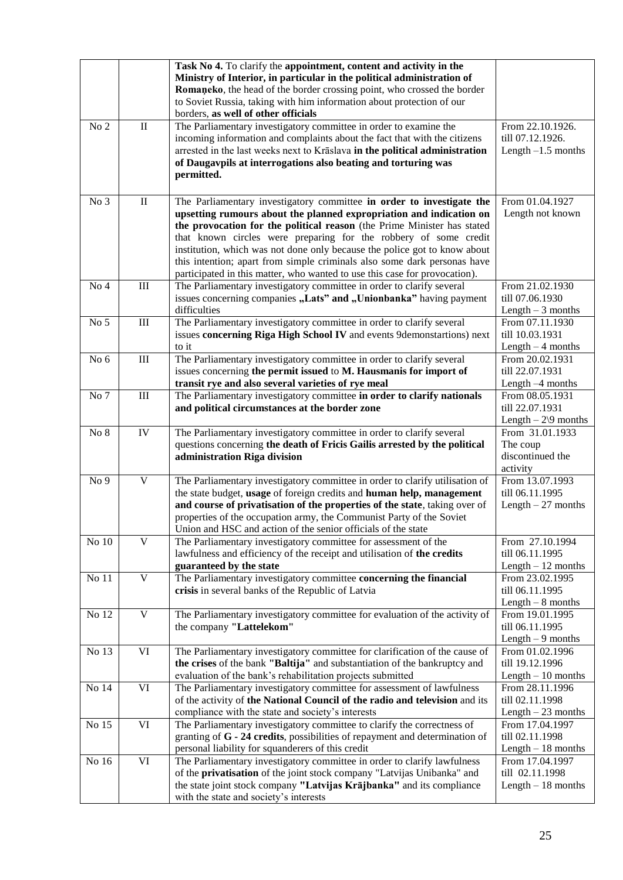|  |  |  |  |
|---|---|---|---|
|  |  | **Task No 4.** To clarify the **appointment, content and activity in the Ministry of Interior, in particular in the political administration of Romaņeko**, the head of the border crossing point, who crossed the border to Soviet Russia, taking with him information about protection of our borders, **as well of other officials** |  |
| No 2 | II | The Parliamentary investigatory committee in order to examine the incoming information and complaints about the fact that with the citizens arrested in the last weeks next to Krāslava **in the political administration of Daugavpils at interrogations also beating and torturing was permitted.** | From 22.10.1926. till 07.12.1926. Length –1.5 months |
| No 3 | II | The Parliamentary investigatory committee **in order to investigate the upsetting rumours about the planned expropriation and indication on the provocation for the political reason** (the Prime Minister has stated that known circles were preparing for the robbery of some credit institution, which was not done only because the police got to know about this intention; apart from simple criminals also some dark personas have participated in this matter, who wanted to use this case for provocation). | From 01.04.1927 Length not known |
| No 4 | III | The Parliamentary investigatory committee in order to clarify several issues concerning companies **„Lats" and „Unionbanka"** having payment difficulties | From 21.02.1930 till 07.06.1930 Length – 3 months |
| No 5 | III | The Parliamentary investigatory committee in order to clarify several issues **concerning Riga High School IV** and events 9demonstartions) next to it | From 07.11.1930 till 10.03.1931 Length – 4 months |
| No 6 | III | The Parliamentary investigatory committee in order to clarify several issues concerning **the permit issued** to **M. Hausmanis for import of transit rye and also several varieties of rye meal** | From 20.02.1931 till 22.07.1931 Length –4 months |
| No 7 | III | The Parliamentary investigatory committee **in order to clarify nationals and political circumstances at the border zone** | From 08.05.1931 till 22.07.1931 Length – 2\9 months |
| No 8 | IV | The Parliamentary investigatory committee in order to clarify several questions concerning **the death of Fricis Gailis arrested by the political administration Riga division** | From 31.01.1933 The coup discontinued the activity |
| No 9 | V | The Parliamentary investigatory committee in order to clarify utilisation of the state budget, **usage** of foreign credits and **human help, management and course of privatisation of the properties of the state**, taking over of properties of the occupation army, the Communist Party of the Soviet Union and HSC and action of the senior officials of the state | From 13.07.1993 till 06.11.1995 Length – 27 months |
| No 10 | V | The Parliamentary investigatory committee for assessment of the lawfulness and efficiency of the receipt and utilisation of **the credits guaranteed by the state** | From 27.10.1994 till 06.11.1995 Length – 12 months |
| No 11 | V | The Parliamentary investigatory committee **concerning the financial crisis** in several banks of the Republic of Latvia | From 23.02.1995 till 06.11.1995 Length – 8 months |
| No 12 | V | The Parliamentary investigatory committee for evaluation of the activity of the company **"Lattelekom"** | From 19.01.1995 till 06.11.1995 Length – 9 months |
| No 13 | VI | The Parliamentary investigatory committee for clarification of the cause of **the crises** of the bank **"Baltija"** and substantiation of the bankruptcy and evaluation of the bank's rehabilitation projects submitted | From 01.02.1996 till 19.12.1996 Length – 10 months |
| No 14 | VI | The Parliamentary investigatory committee for assessment of lawfulness of the activity of **the National Council of the radio and television** and its compliance with the state and society's interests | From 28.11.1996 till 02.11.1998 Length – 23 months |
| No 15 | VI | The Parliamentary investigatory committee to clarify the correctness of granting of **G - 24 credits**, possibilities of repayment and determination of personal liability for squanderers of this credit | From 17.04.1997 till 02.11.1998 Length – 18 months |
| No 16 | VI | The Parliamentary investigatory committee in order to clarify lawfulness of the **privatisation** of the joint stock company "Latvijas Unibanka" and the state joint stock company **"Latvijas Krājbanka"** and its compliance with the state and society's interests | From 17.04.1997 till 02.11.1998 Length – 18 months |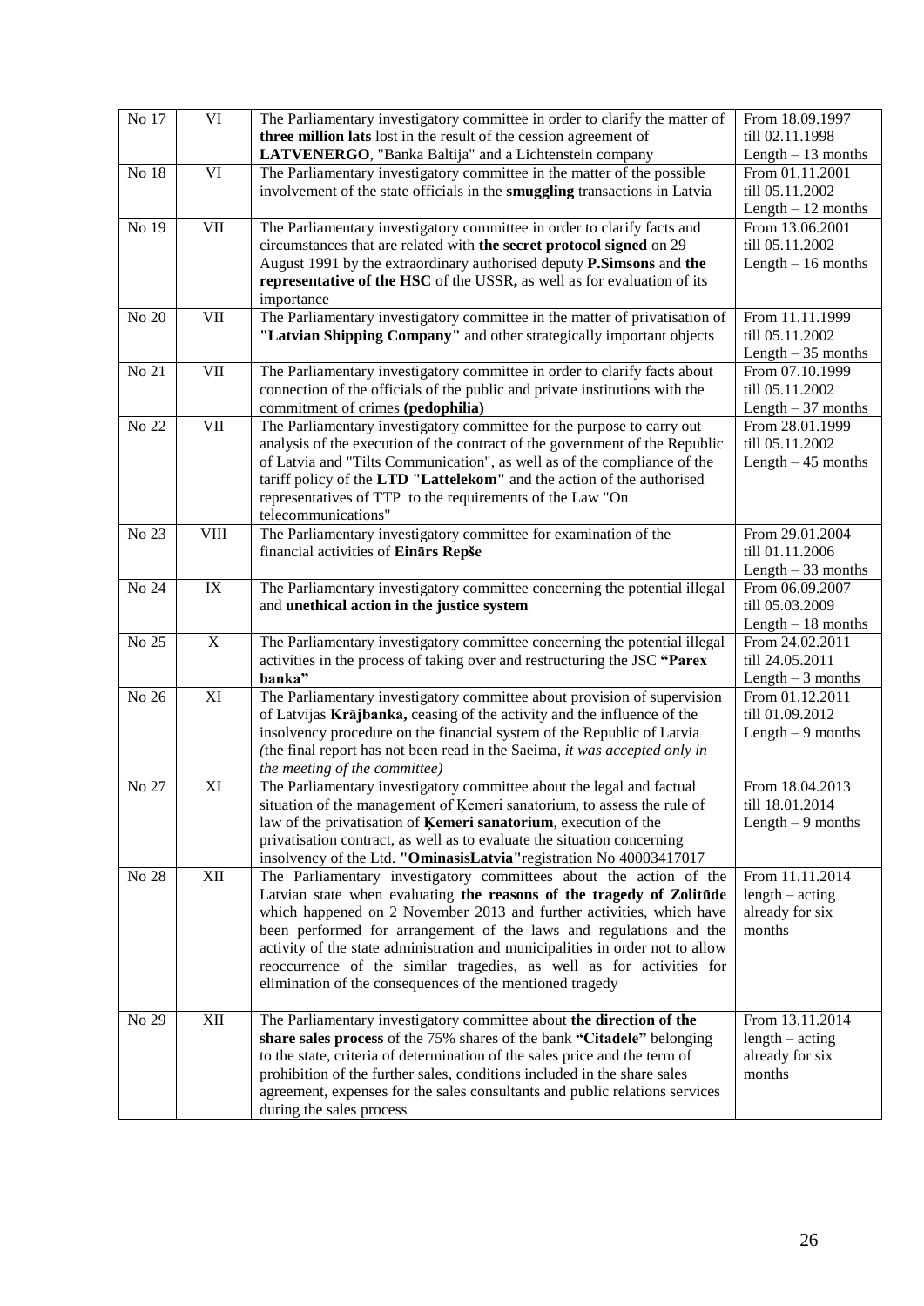| | | | |
|---|---|---|---|
| No 17 | VI | The Parliamentary investigatory committee in order to clarify the matter of **three million lats** lost in the result of the cession agreement of **LATVENERGO**, "Banka Baltija" and a Lichtenstein company | From 18.09.1997 till 02.11.1998 Length – 13 months |
| No 18 | VI | The Parliamentary investigatory committee in the matter of the possible involvement of the state officials in the **smuggling** transactions in Latvia | From 01.11.2001 till 05.11.2002 Length – 12 months |
| No 19 | VII | The Parliamentary investigatory committee in order to clarify facts and circumstances that are related with **the secret protocol signed** on 29 August 1991 by the extraordinary authorised deputy **P.Simsons** and **the representative of the HSC** of the USSR**,** as well as for evaluation of its importance | From 13.06.2001 till 05.11.2002 Length – 16 months |
| No 20 | VII | The Parliamentary investigatory committee in the matter of privatisation of **"Latvian Shipping Company"** and other strategically important objects | From 11.11.1999 till 05.11.2002 Length – 35 months |
| No 21 | VII | The Parliamentary investigatory committee in order to clarify facts about connection of the officials of the public and private institutions with the commitment of crimes **(pedophilia)** | From 07.10.1999 till 05.11.2002 Length – 37 months |
| No 22 | VII | The Parliamentary investigatory committee for the purpose to carry out analysis of the execution of the contract of the government of the Republic of Latvia and "Tilts Communication", as well as of the compliance of the tariff policy of the **LTD "Lattelekom"** and the action of the authorised representatives of TTP to the requirements of the Law "On telecommunications" | From 28.01.1999 till 05.11.2002 Length – 45 months |
| No 23 | VIII | The Parliamentary investigatory committee for examination of the financial activities of **Einārs Repše** | From 29.01.2004 till 01.11.2006 Length – 33 months |
| No 24 | IX | The Parliamentary investigatory committee concerning the potential illegal and **unethical action in the justice system** | From 06.09.2007 till 05.03.2009 Length – 18 months |
| No 25 | X | The Parliamentary investigatory committee concerning the potential illegal activities in the process of taking over and restructuring the JSC **"Parex banka"** | From 24.02.2011 till 24.05.2011 Length – 3 months |
| No 26 | XI | The Parliamentary investigatory committee about provision of supervision of Latvijas **Krājbanka,** ceasing of the activity and the influence of the insolvency procedure on the financial system of the Republic of Latvia *(*the final report has not been read in the Saeima, *it was accepted only in the meeting of the committee)* | From 01.12.2011 till 01.09.2012 Length – 9 months |
| No 27 | XI | The Parliamentary investigatory committee about the legal and factual situation of the management of Ķemeri sanatorium, to assess the rule of law of the privatisation of **Ķemeri sanatorium**, execution of the privatisation contract, as well as to evaluate the situation concerning insolvency of the Ltd. **"OminasisLatvia"**registration No 40003417017 | From 18.04.2013 till 18.01.2014 Length – 9 months |
| No 28 | XII | The Parliamentary investigatory committees about the action of the Latvian state when evaluating **the reasons of the tragedy of Zolitūde** which happened on 2 November 2013 and further activities, which have been performed for arrangement of the laws and regulations and the activity of the state administration and municipalities in order not to allow reoccurrence of the similar tragedies, as well as for activities for elimination of the consequences of the mentioned tragedy | From 11.11.2014 length – acting already for six months |
| No 29 | XII | The Parliamentary investigatory committee about **the direction of the share sales process** of the 75% shares of the bank **"Citadele"** belonging to the state, criteria of determination of the sales price and the term of prohibition of the further sales, conditions included in the share sales agreement, expenses for the sales consultants and public relations services during the sales process | From 13.11.2014 length – acting already for six months |